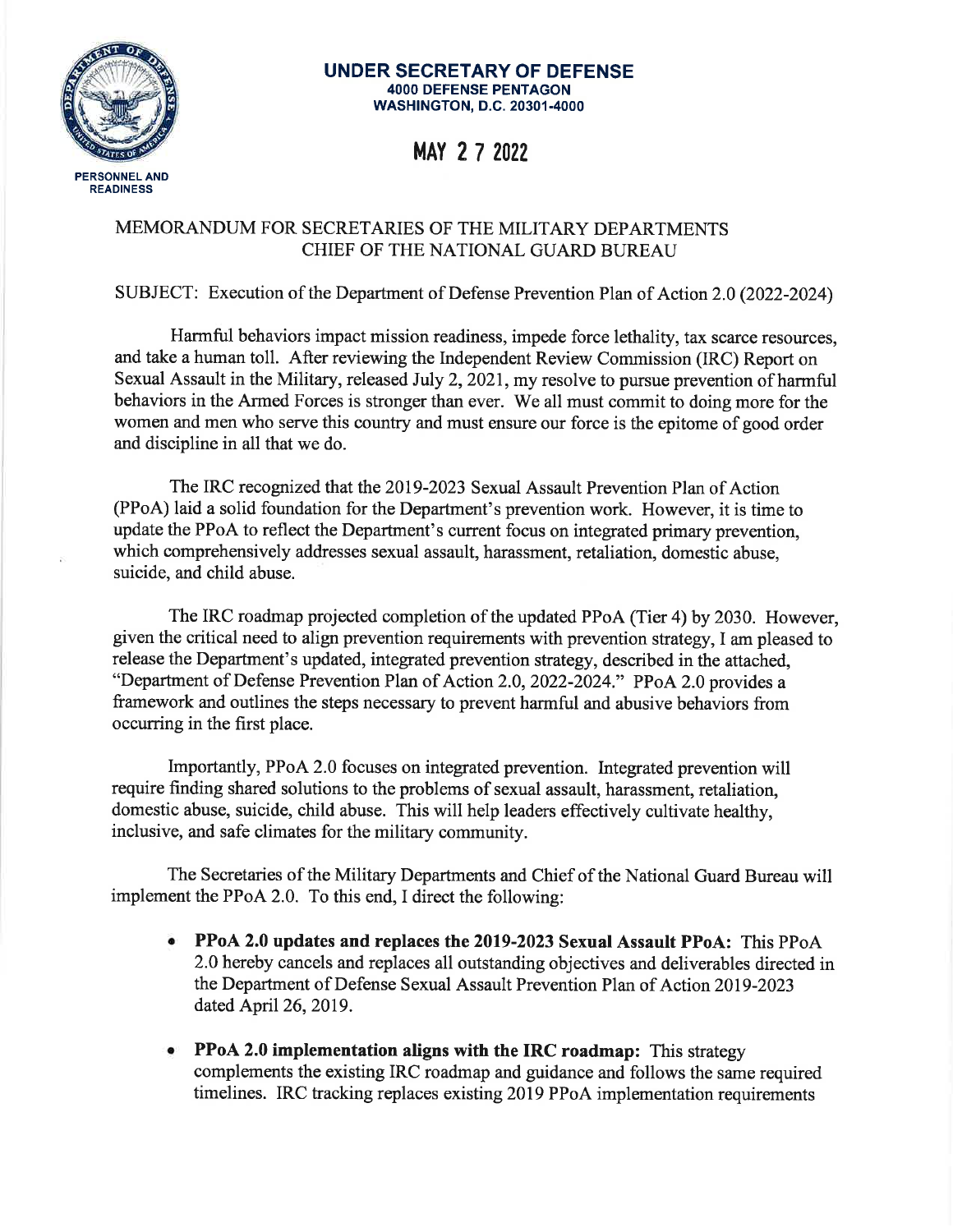**UNDER SECRETARY OF DEFENSE**
**4000 DEFENSE PENTAGON**
**WASHINGTON, D.C. 20301-4000**

PERSONNEL AND READINESS

**MAY 27 2022**

MEMORANDUM FOR SECRETARIES OF THE MILITARY DEPARTMENTS
CHIEF OF THE NATIONAL GUARD BUREAU

SUBJECT: Execution of the Department of Defense Prevention Plan of Action 2.0 (2022-2024)

Harmful behaviors impact mission readiness, impede force lethality, tax scarce resources, and take a human toll. After reviewing the Independent Review Commission (IRC) Report on Sexual Assault in the Military, released July 2, 2021, my resolve to pursue prevention of harmful behaviors in the Armed Forces is stronger than ever. We all must commit to doing more for the women and men who serve this country and must ensure our force is the epitome of good order and discipline in all that we do.

The IRC recognized that the 2019-2023 Sexual Assault Prevention Plan of Action (PPoA) laid a solid foundation for the Department's prevention work. However, it is time to update the PPoA to reflect the Department's current focus on integrated primary prevention, which comprehensively addresses sexual assault, harassment, retaliation, domestic abuse, suicide, and child abuse.

The IRC roadmap projected completion of the updated PPoA (Tier 4) by 2030. However, given the critical need to align prevention requirements with prevention strategy, I am pleased to release the Department's updated, integrated prevention strategy, described in the attached, "Department of Defense Prevention Plan of Action 2.0, 2022-2024." PPoA 2.0 provides a framework and outlines the steps necessary to prevent harmful and abusive behaviors from occurring in the first place.

Importantly, PPoA 2.0 focuses on integrated prevention. Integrated prevention will require finding shared solutions to the problems of sexual assault, harassment, retaliation, domestic abuse, suicide, child abuse. This will help leaders effectively cultivate healthy, inclusive, and safe climates for the military community.

The Secretaries of the Military Departments and Chief of the National Guard Bureau will implement the PPoA 2.0. To this end, I direct the following:

- **PPoA 2.0 updates and replaces the 2019-2023 Sexual Assault PPoA:** This PPoA 2.0 hereby cancels and replaces all outstanding objectives and deliverables directed in the Department of Defense Sexual Assault Prevention Plan of Action 2019-2023 dated April 26, 2019.

- **PPoA 2.0 implementation aligns with the IRC roadmap:** This strategy complements the existing IRC roadmap and guidance and follows the same required timelines. IRC tracking replaces existing 2019 PPoA implementation requirements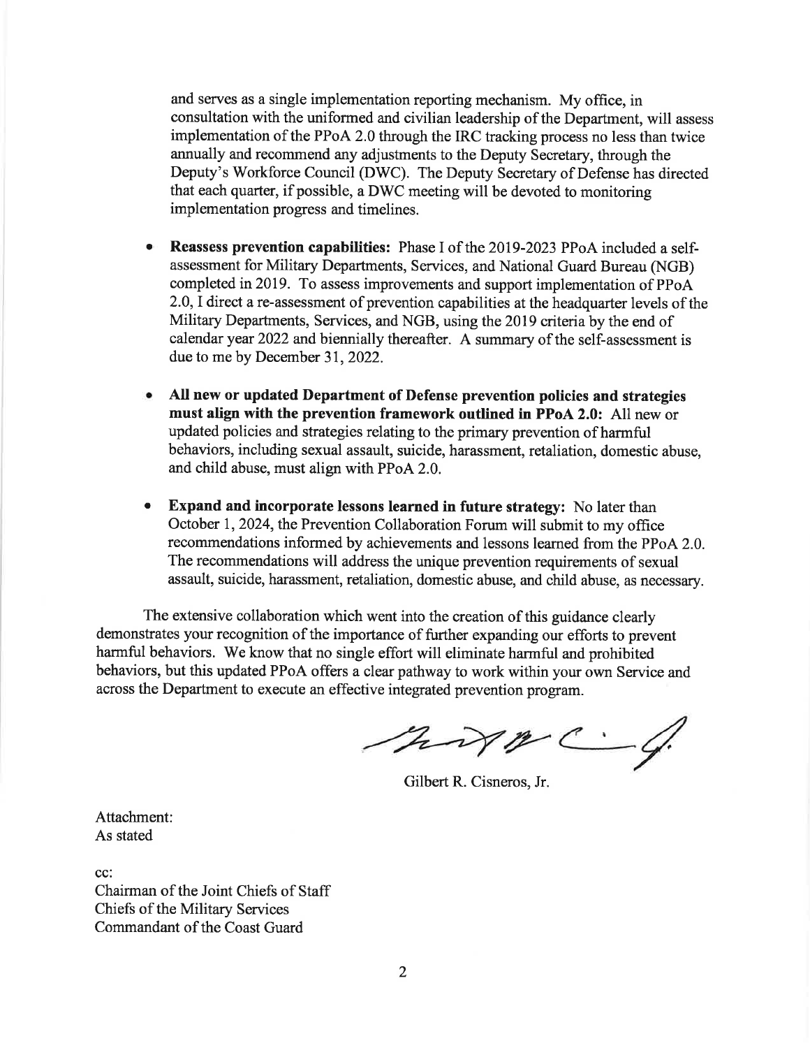and serves as a single implementation reporting mechanism. My office, in consultation with the uniformed and civilian leadership of the Department, will assess implementation of the PPoA 2.0 through the IRC tracking process no less than twice annually and recommend any adjustments to the Deputy Secretary, through the Deputy's Workforce Council (DWC). The Deputy Secretary of Defense has directed that each quarter, if possible, a DWC meeting will be devoted to monitoring implementation progress and timelines.

- **Reassess prevention capabilities:** Phase I of the 2019-2023 PPoA included a self-assessment for Military Departments, Services, and National Guard Bureau (NGB) completed in 2019. To assess improvements and support implementation of PPoA 2.0, I direct a re-assessment of prevention capabilities at the headquarter levels of the Military Departments, Services, and NGB, using the 2019 criteria by the end of calendar year 2022 and biennially thereafter. A summary of the self-assessment is due to me by December 31, 2022.

- **All new or updated Department of Defense prevention policies and strategies must align with the prevention framework outlined in PPoA 2.0:** All new or updated policies and strategies relating to the primary prevention of harmful behaviors, including sexual assault, suicide, harassment, retaliation, domestic abuse, and child abuse, must align with PPoA 2.0.

- **Expand and incorporate lessons learned in future strategy:** No later than October 1, 2024, the Prevention Collaboration Forum will submit to my office recommendations informed by achievements and lessons learned from the PPoA 2.0. The recommendations will address the unique prevention requirements of sexual assault, suicide, harassment, retaliation, domestic abuse, and child abuse, as necessary.

The extensive collaboration which went into the creation of this guidance clearly demonstrates your recognition of the importance of further expanding our efforts to prevent harmful behaviors. We know that no single effort will eliminate harmful and prohibited behaviors, but this updated PPoA offers a clear pathway to work within your own Service and across the Department to execute an effective integrated prevention program.

Gilbert R. Cisneros, Jr.

Attachment:
As stated

cc:
Chairman of the Joint Chiefs of Staff
Chiefs of the Military Services
Commandant of the Coast Guard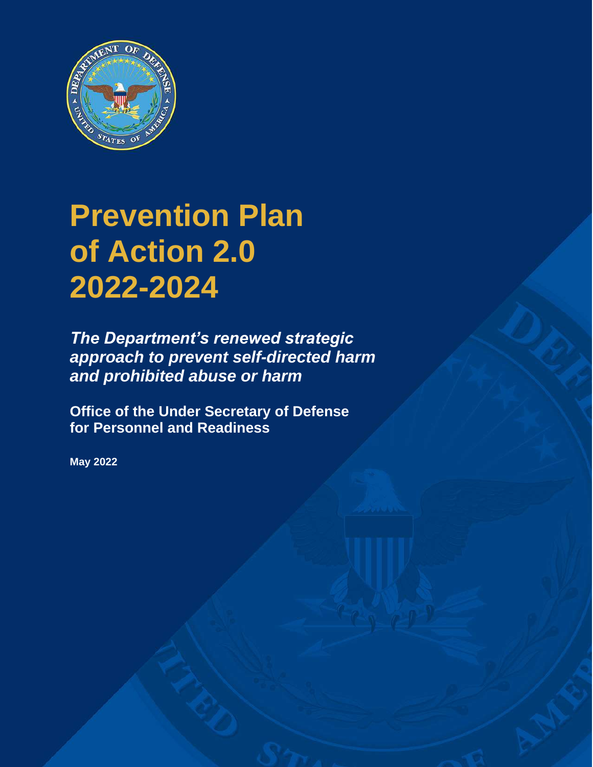# Prevention Plan of Action 2.0 2022-2024

***The Department's renewed strategic approach to prevent self-directed harm and prohibited abuse or harm***

**Office of the Under Secretary of Defense for Personnel and Readiness**

**May 2022**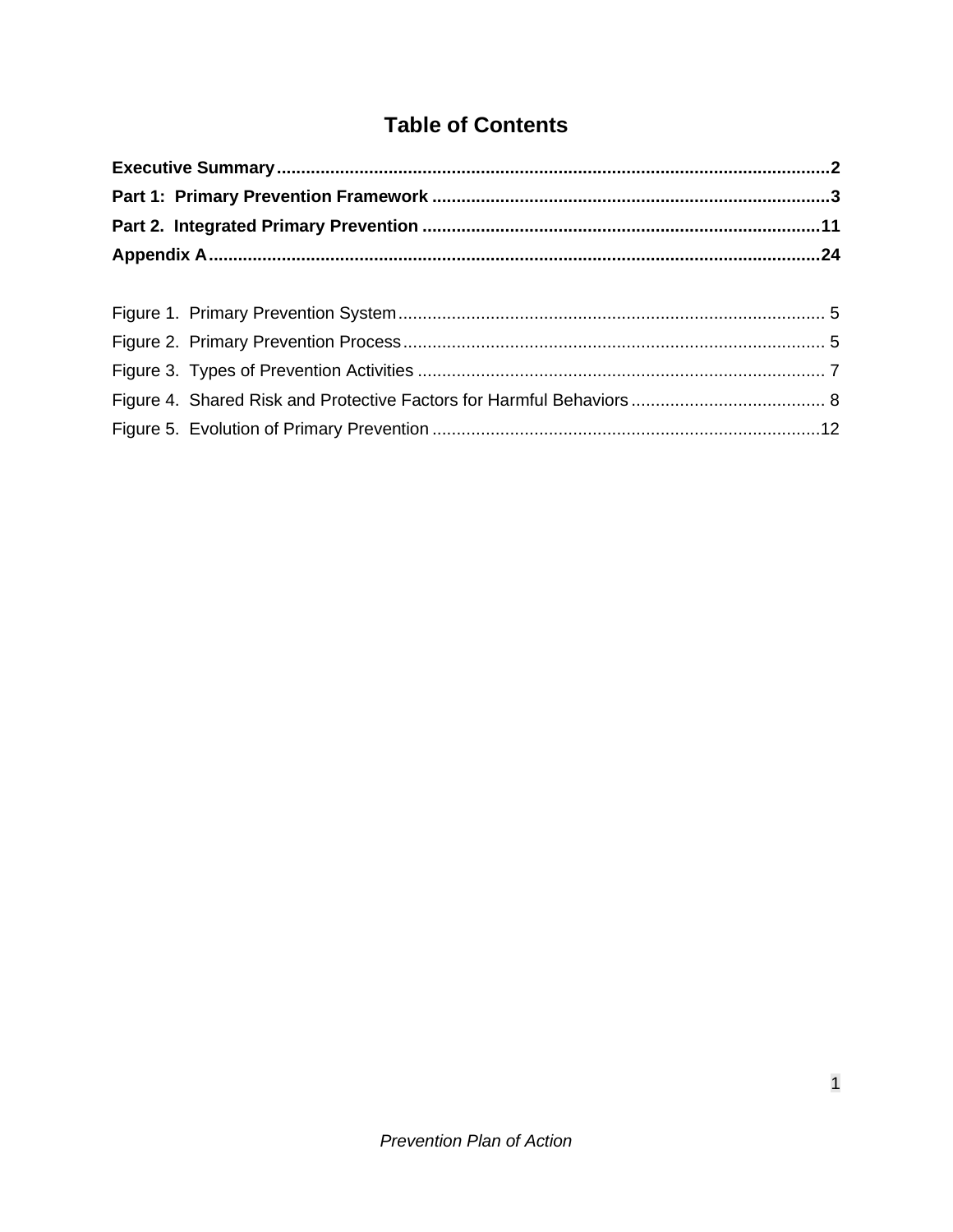# Table of Contents

**Executive Summary..........2**

**Part 1: Primary Prevention Framework..........3**

**Part 2. Integrated Primary Prevention..........11**

**Appendix A..........24**

Figure 1. Primary Prevention System..........5

Figure 2. Primary Prevention Process..........5

Figure 3. Types of Prevention Activities..........7

Figure 4. Shared Risk and Protective Factors for Harmful Behaviors..........8

Figure 5. Evolution of Primary Prevention..........12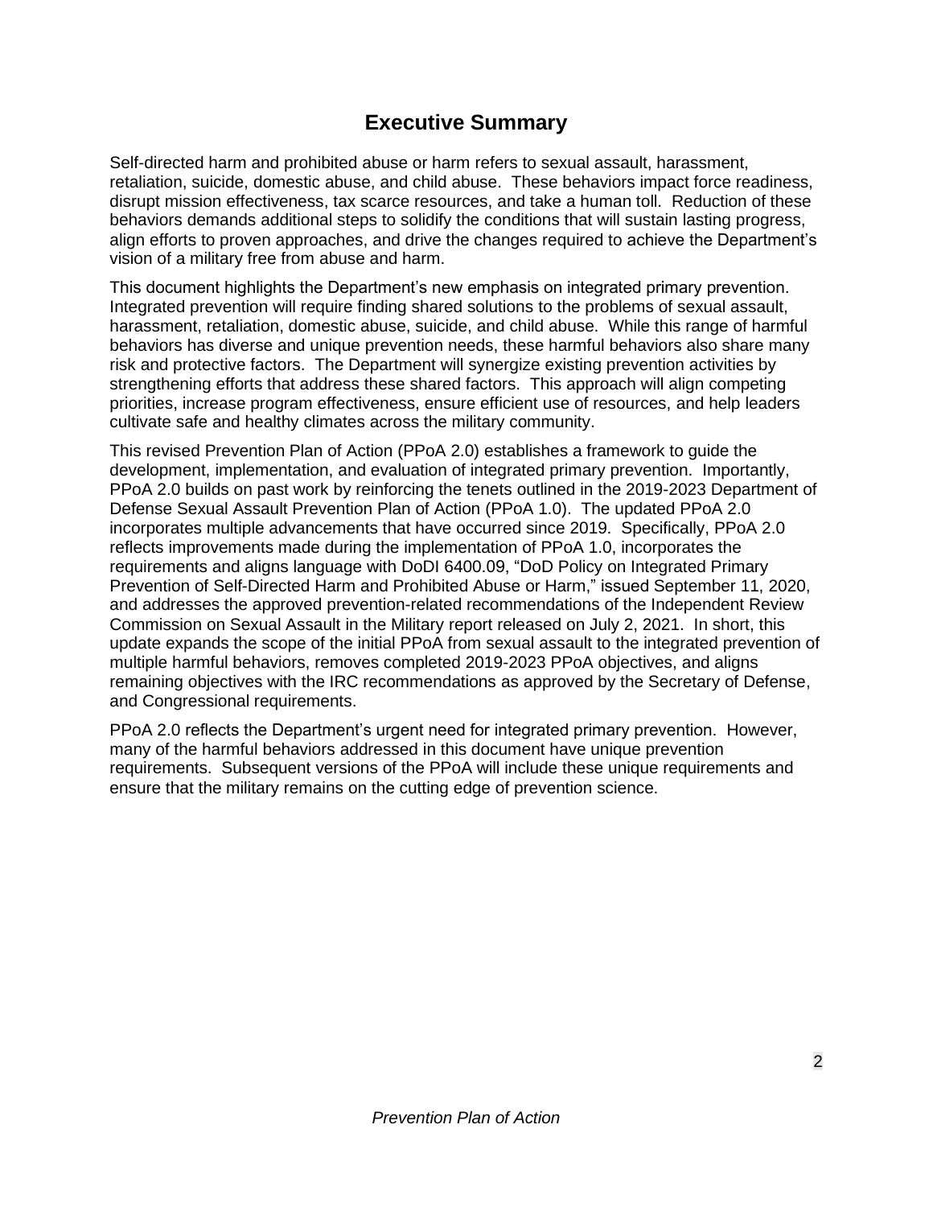# Executive Summary

Self-directed harm and prohibited abuse or harm refers to sexual assault, harassment, retaliation, suicide, domestic abuse, and child abuse. These behaviors impact force readiness, disrupt mission effectiveness, tax scarce resources, and take a human toll. Reduction of these behaviors demands additional steps to solidify the conditions that will sustain lasting progress, align efforts to proven approaches, and drive the changes required to achieve the Department's vision of a military free from abuse and harm.

This document highlights the Department's new emphasis on integrated primary prevention. Integrated prevention will require finding shared solutions to the problems of sexual assault, harassment, retaliation, domestic abuse, suicide, and child abuse. While this range of harmful behaviors has diverse and unique prevention needs, these harmful behaviors also share many risk and protective factors. The Department will synergize existing prevention activities by strengthening efforts that address these shared factors. This approach will align competing priorities, increase program effectiveness, ensure efficient use of resources, and help leaders cultivate safe and healthy climates across the military community.

This revised Prevention Plan of Action (PPoA 2.0) establishes a framework to guide the development, implementation, and evaluation of integrated primary prevention. Importantly, PPoA 2.0 builds on past work by reinforcing the tenets outlined in the 2019-2023 Department of Defense Sexual Assault Prevention Plan of Action (PPoA 1.0). The updated PPoA 2.0 incorporates multiple advancements that have occurred since 2019. Specifically, PPoA 2.0 reflects improvements made during the implementation of PPoA 1.0, incorporates the requirements and aligns language with DoDI 6400.09, "DoD Policy on Integrated Primary Prevention of Self-Directed Harm and Prohibited Abuse or Harm," issued September 11, 2020, and addresses the approved prevention-related recommendations of the Independent Review Commission on Sexual Assault in the Military report released on July 2, 2021. In short, this update expands the scope of the initial PPoA from sexual assault to the integrated prevention of multiple harmful behaviors, removes completed 2019-2023 PPoA objectives, and aligns remaining objectives with the IRC recommendations as approved by the Secretary of Defense, and Congressional requirements.

PPoA 2.0 reflects the Department's urgent need for integrated primary prevention. However, many of the harmful behaviors addressed in this document have unique prevention requirements. Subsequent versions of the PPoA will include these unique requirements and ensure that the military remains on the cutting edge of prevention science.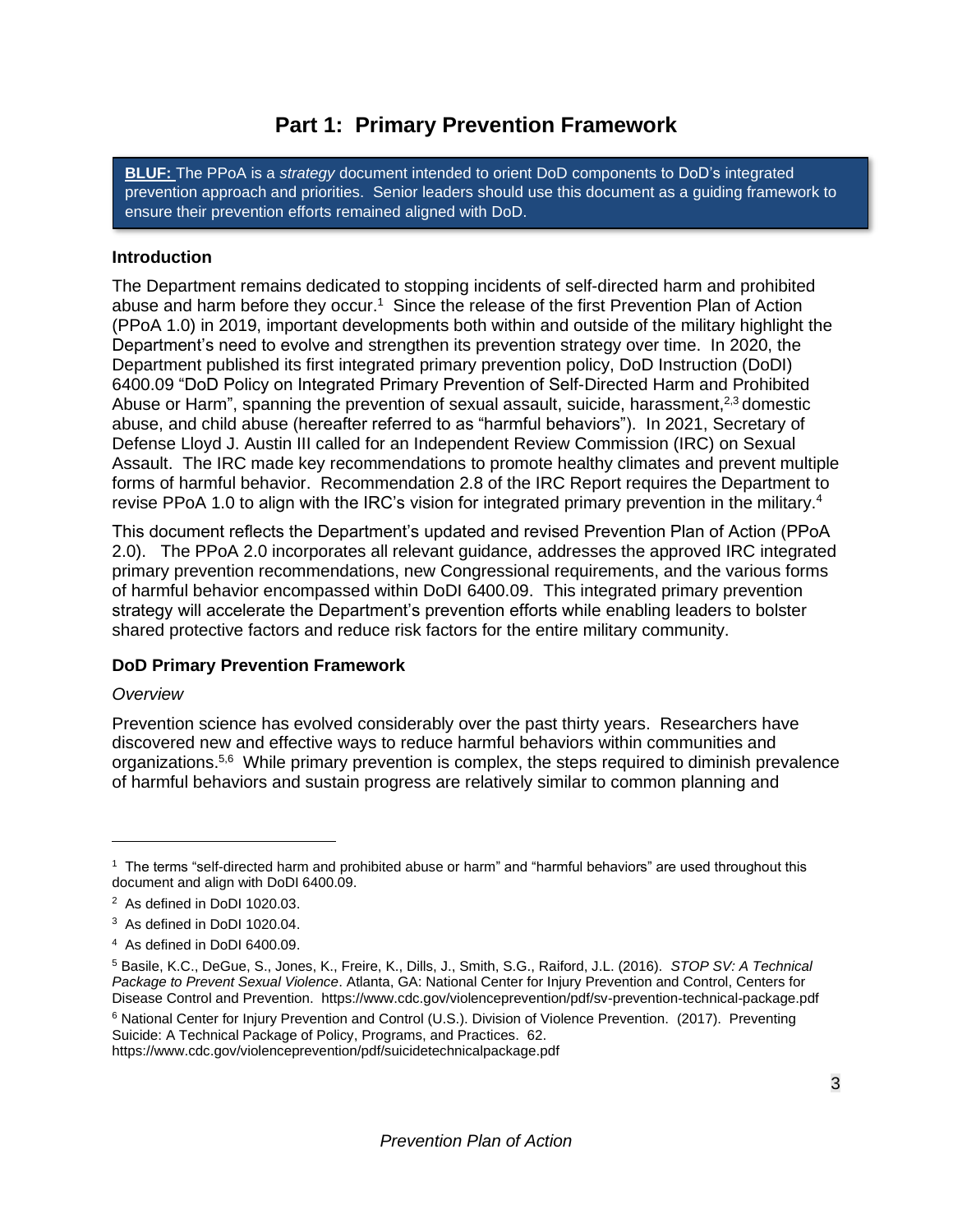# Part 1: Primary Prevention Framework

**BLUF:** The PPoA is a *strategy* document intended to orient DoD components to DoD's integrated prevention approach and priorities. Senior leaders should use this document as a guiding framework to ensure their prevention efforts remained aligned with DoD.

### Introduction

The Department remains dedicated to stopping incidents of self-directed harm and prohibited abuse and harm before they occur.[1] Since the release of the first Prevention Plan of Action (PPoA 1.0) in 2019, important developments both within and outside of the military highlight the Department's need to evolve and strengthen its prevention strategy over time. In 2020, the Department published its first integrated primary prevention policy, DoD Instruction (DoDI) 6400.09 "DoD Policy on Integrated Primary Prevention of Self-Directed Harm and Prohibited Abuse or Harm", spanning the prevention of sexual assault, suicide, harassment,[2,3] domestic abuse, and child abuse (hereafter referred to as "harmful behaviors"). In 2021, Secretary of Defense Lloyd J. Austin III called for an Independent Review Commission (IRC) on Sexual Assault. The IRC made key recommendations to promote healthy climates and prevent multiple forms of harmful behavior. Recommendation 2.8 of the IRC Report requires the Department to revise PPoA 1.0 to align with the IRC's vision for integrated primary prevention in the military.[4]

This document reflects the Department's updated and revised Prevention Plan of Action (PPoA 2.0). The PPoA 2.0 incorporates all relevant guidance, addresses the approved IRC integrated primary prevention recommendations, new Congressional requirements, and the various forms of harmful behavior encompassed within DoDI 6400.09. This integrated primary prevention strategy will accelerate the Department's prevention efforts while enabling leaders to bolster shared protective factors and reduce risk factors for the entire military community.

### DoD Primary Prevention Framework

*Overview*

Prevention science has evolved considerably over the past thirty years. Researchers have discovered new and effective ways to reduce harmful behaviors within communities and organizations.[5,6] While primary prevention is complex, the steps required to diminish prevalence of harmful behaviors and sustain progress are relatively similar to common planning and

---

[1] The terms "self-directed harm and prohibited abuse or harm" and "harmful behaviors" are used throughout this document and align with DoDI 6400.09.

[2] As defined in DoDI 1020.03.

[3] As defined in DoDI 1020.04.

[4] As defined in DoDI 6400.09.

[5] Basile, K.C., DeGue, S., Jones, K., Freire, K., Dills, J., Smith, S.G., Raiford, J.L. (2016). *STOP SV: A Technical Package to Prevent Sexual Violence*. Atlanta, GA: National Center for Injury Prevention and Control, Centers for Disease Control and Prevention. https://www.cdc.gov/violenceprevention/pdf/sv-prevention-technical-package.pdf

[6] National Center for Injury Prevention and Control (U.S.). Division of Violence Prevention. (2017). Preventing Suicide: A Technical Package of Policy, Programs, and Practices. 62. https://www.cdc.gov/violenceprevention/pdf/suicidetechnicalpackage.pdf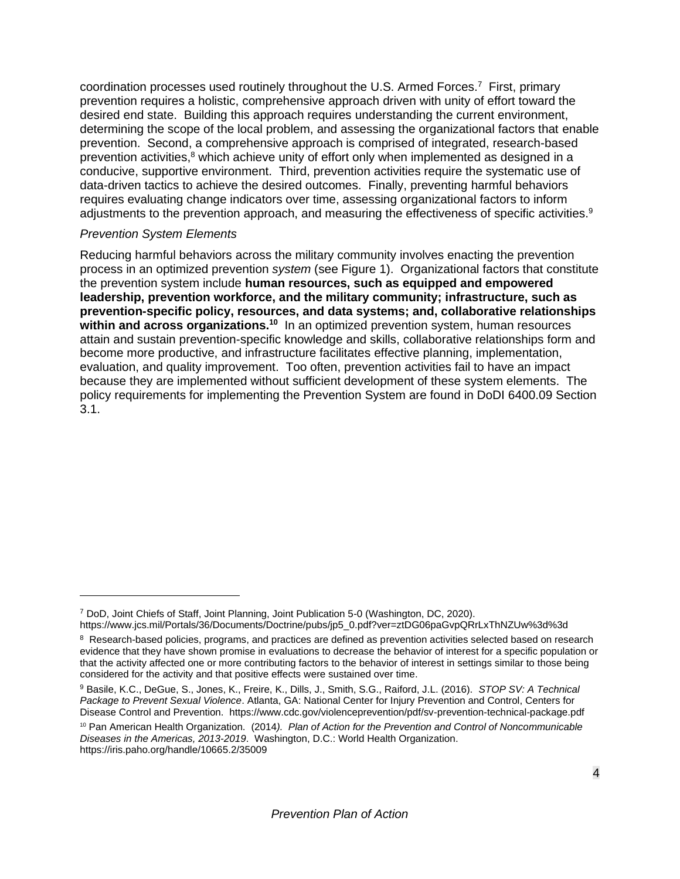coordination processes used routinely throughout the U.S. Armed Forces.[7] First, primary prevention requires a holistic, comprehensive approach driven with unity of effort toward the desired end state. Building this approach requires understanding the current environment, determining the scope of the local problem, and assessing the organizational factors that enable prevention. Second, a comprehensive approach is comprised of integrated, research-based prevention activities,[8] which achieve unity of effort only when implemented as designed in a conducive, supportive environment. Third, prevention activities require the systematic use of data-driven tactics to achieve the desired outcomes. Finally, preventing harmful behaviors requires evaluating change indicators over time, assessing organizational factors to inform adjustments to the prevention approach, and measuring the effectiveness of specific activities.[9]

*Prevention System Elements*

Reducing harmful behaviors across the military community involves enacting the prevention process in an optimized prevention *system* (see Figure 1). Organizational factors that constitute the prevention system include **human resources, such as equipped and empowered leadership, prevention workforce, and the military community; infrastructure, such as prevention-specific policy, resources, and data systems; and, collaborative relationships within and across organizations.[10]** In an optimized prevention system, human resources attain and sustain prevention-specific knowledge and skills, collaborative relationships form and become more productive, and infrastructure facilitates effective planning, implementation, evaluation, and quality improvement. Too often, prevention activities fail to have an impact because they are implemented without sufficient development of these system elements. The policy requirements for implementing the Prevention System are found in DoDI 6400.09 Section 3.1.

---

[7] DoD, Joint Chiefs of Staff, Joint Planning, Joint Publication 5-0 (Washington, DC, 2020). https://www.jcs.mil/Portals/36/Documents/Doctrine/pubs/jp5_0.pdf?ver=ztDG06paGvpQRrLxThNZUw%3d%3d

[8] Research-based policies, programs, and practices are defined as prevention activities selected based on research evidence that they have shown promise in evaluations to decrease the behavior of interest for a specific population or that the activity affected one or more contributing factors to the behavior of interest in settings similar to those being considered for the activity and that positive effects were sustained over time.

[9] Basile, K.C., DeGue, S., Jones, K., Freire, K., Dills, J., Smith, S.G., Raiford, J.L. (2016). *STOP SV: A Technical Package to Prevent Sexual Violence*. Atlanta, GA: National Center for Injury Prevention and Control, Centers for Disease Control and Prevention. https://www.cdc.gov/violenceprevention/pdf/sv-prevention-technical-package.pdf

[10] Pan American Health Organization. (2014*). Plan of Action for the Prevention and Control of Noncommunicable Diseases in the Americas, 2013-2019*. Washington, D.C.: World Health Organization. https://iris.paho.org/handle/10665.2/35009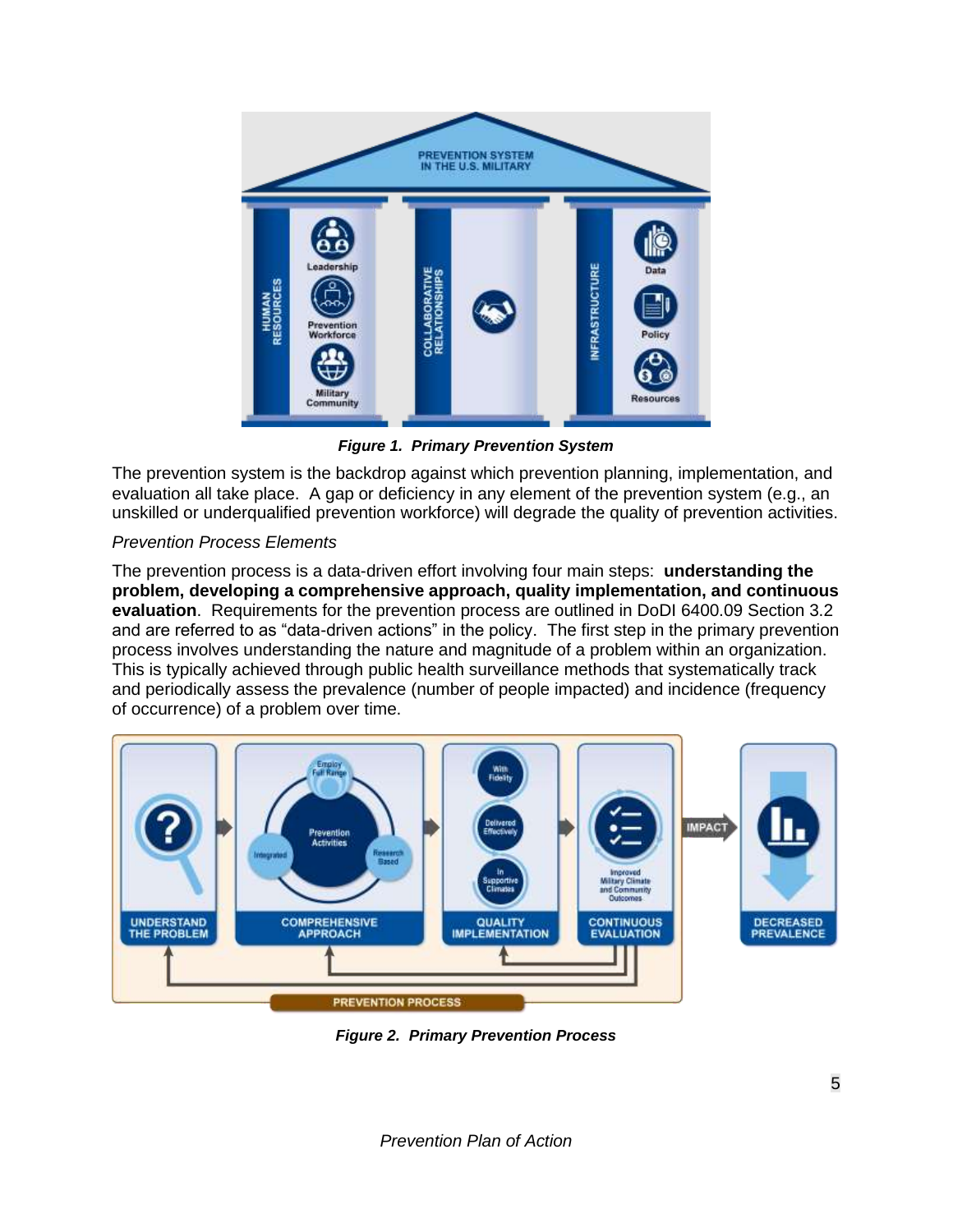*Figure 1. Primary Prevention System*

The prevention system is the backdrop against which prevention planning, implementation, and evaluation all take place. A gap or deficiency in any element of the prevention system (e.g., an unskilled or underqualified prevention workforce) will degrade the quality of prevention activities.

*Prevention Process Elements*

The prevention process is a data-driven effort involving four main steps: **understanding the problem, developing a comprehensive approach, quality implementation, and continuous evaluation**. Requirements for the prevention process are outlined in DoDI 6400.09 Section 3.2 and are referred to as "data-driven actions" in the policy. The first step in the primary prevention process involves understanding the nature and magnitude of a problem within an organization. This is typically achieved through public health surveillance methods that systematically track and periodically assess the prevalence (number of people impacted) and incidence (frequency of occurrence) of a problem over time.

*Figure 2. Primary Prevention Process*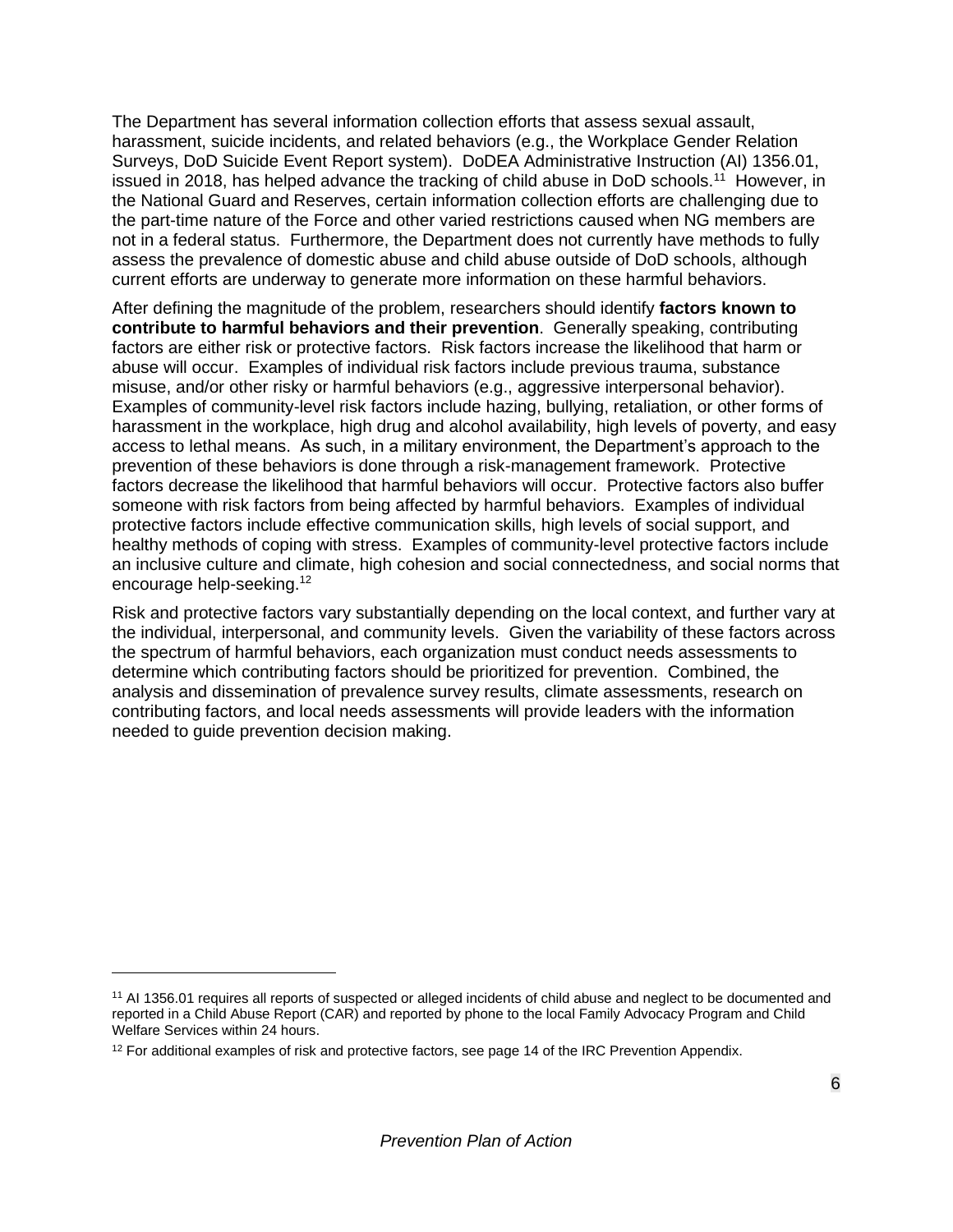The Department has several information collection efforts that assess sexual assault, harassment, suicide incidents, and related behaviors (e.g., the Workplace Gender Relation Surveys, DoD Suicide Event Report system). DoDEA Administrative Instruction (AI) 1356.01, issued in 2018, has helped advance the tracking of child abuse in DoD schools.[11] However, in the National Guard and Reserves, certain information collection efforts are challenging due to the part-time nature of the Force and other varied restrictions caused when NG members are not in a federal status. Furthermore, the Department does not currently have methods to fully assess the prevalence of domestic abuse and child abuse outside of DoD schools, although current efforts are underway to generate more information on these harmful behaviors.

After defining the magnitude of the problem, researchers should identify **factors known to contribute to harmful behaviors and their prevention**. Generally speaking, contributing factors are either risk or protective factors. Risk factors increase the likelihood that harm or abuse will occur. Examples of individual risk factors include previous trauma, substance misuse, and/or other risky or harmful behaviors (e.g., aggressive interpersonal behavior). Examples of community-level risk factors include hazing, bullying, retaliation, or other forms of harassment in the workplace, high drug and alcohol availability, high levels of poverty, and easy access to lethal means. As such, in a military environment, the Department's approach to the prevention of these behaviors is done through a risk-management framework. Protective factors decrease the likelihood that harmful behaviors will occur. Protective factors also buffer someone with risk factors from being affected by harmful behaviors. Examples of individual protective factors include effective communication skills, high levels of social support, and healthy methods of coping with stress. Examples of community-level protective factors include an inclusive culture and climate, high cohesion and social connectedness, and social norms that encourage help-seeking.[12]

Risk and protective factors vary substantially depending on the local context, and further vary at the individual, interpersonal, and community levels. Given the variability of these factors across the spectrum of harmful behaviors, each organization must conduct needs assessments to determine which contributing factors should be prioritized for prevention. Combined, the analysis and dissemination of prevalence survey results, climate assessments, research on contributing factors, and local needs assessments will provide leaders with the information needed to guide prevention decision making.

---

[11] AI 1356.01 requires all reports of suspected or alleged incidents of child abuse and neglect to be documented and reported in a Child Abuse Report (CAR) and reported by phone to the local Family Advocacy Program and Child Welfare Services within 24 hours.

[12] For additional examples of risk and protective factors, see page 14 of the IRC Prevention Appendix.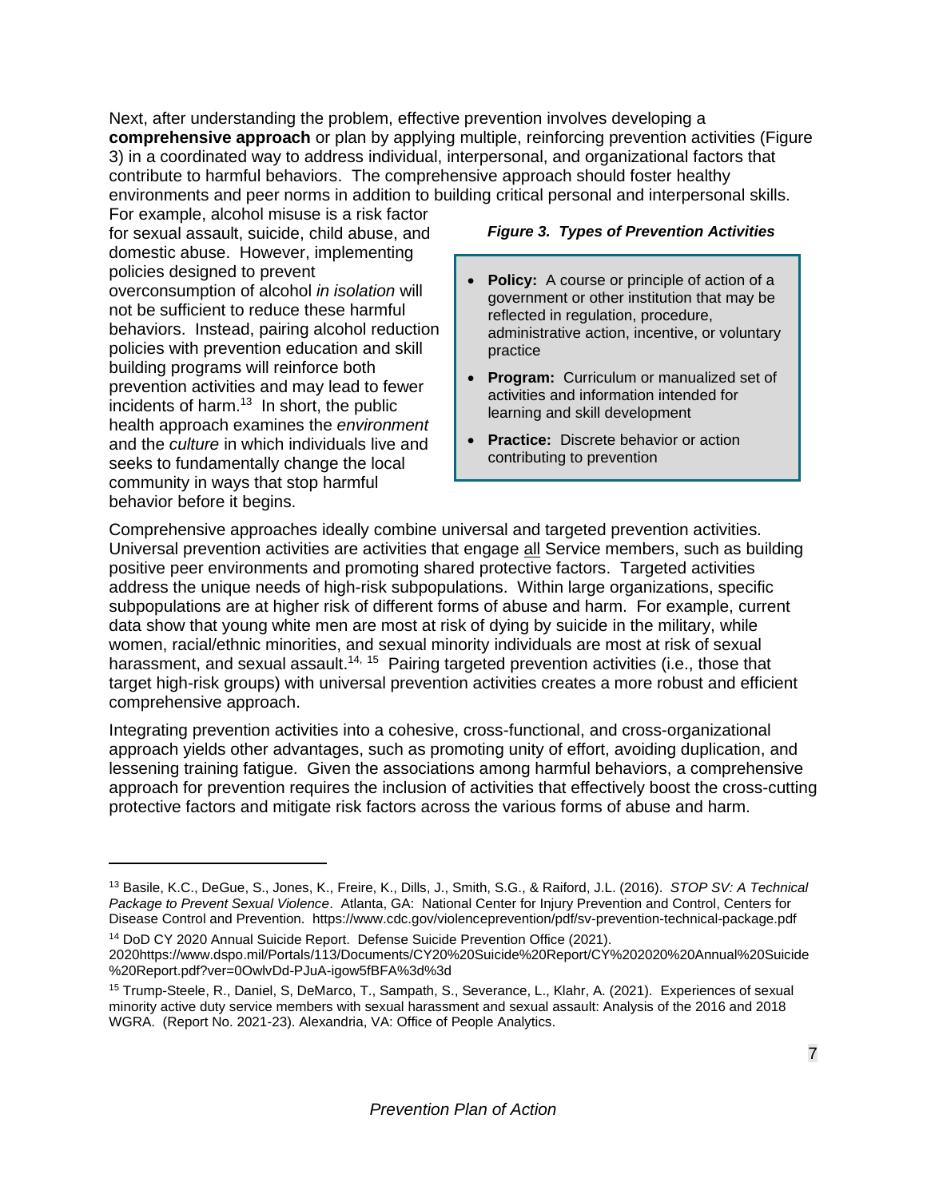Next, after understanding the problem, effective prevention involves developing a **comprehensive approach** or plan by applying multiple, reinforcing prevention activities (Figure 3) in a coordinated way to address individual, interpersonal, and organizational factors that contribute to harmful behaviors. The comprehensive approach should foster healthy environments and peer norms in addition to building critical personal and interpersonal skills. For example, alcohol misuse is a risk factor for sexual assault, suicide, child abuse, and domestic abuse. However, implementing policies designed to prevent overconsumption of alcohol *in isolation* will not be sufficient to reduce these harmful behaviors. Instead, pairing alcohol reduction policies with prevention education and skill building programs will reinforce both prevention activities and may lead to fewer incidents of harm.[13] In short, the public health approach examines the *environment* and the *culture* in which individuals live and seeks to fundamentally change the local community in ways that stop harmful behavior before it begins.

***Figure 3. Types of Prevention Activities***

- **Policy:** A course or principle of action of a government or other institution that may be reflected in regulation, procedure, administrative action, incentive, or voluntary practice
- **Program:** Curriculum or manualized set of activities and information intended for learning and skill development
- **Practice:** Discrete behavior or action contributing to prevention

Comprehensive approaches ideally combine universal and targeted prevention activities. Universal prevention activities are activities that engage all Service members, such as building positive peer environments and promoting shared protective factors. Targeted activities address the unique needs of high-risk subpopulations. Within large organizations, specific subpopulations are at higher risk of different forms of abuse and harm. For example, current data show that young white men are most at risk of dying by suicide in the military, while women, racial/ethnic minorities, and sexual minority individuals are most at risk of sexual harassment, and sexual assault.[14, 15] Pairing targeted prevention activities (i.e., those that target high-risk groups) with universal prevention activities creates a more robust and efficient comprehensive approach.

Integrating prevention activities into a cohesive, cross-functional, and cross-organizational approach yields other advantages, such as promoting unity of effort, avoiding duplication, and lessening training fatigue. Given the associations among harmful behaviors, a comprehensive approach for prevention requires the inclusion of activities that effectively boost the cross-cutting protective factors and mitigate risk factors across the various forms of abuse and harm.

---

[13] Basile, K.C., DeGue, S., Jones, K., Freire, K., Dills, J., Smith, S.G., & Raiford, J.L. (2016). *STOP SV: A Technical Package to Prevent Sexual Violence*. Atlanta, GA: National Center for Injury Prevention and Control, Centers for Disease Control and Prevention. https://www.cdc.gov/violenceprevention/pdf/sv-prevention-technical-package.pdf

[14] DoD CY 2020 Annual Suicide Report. Defense Suicide Prevention Office (2021). 2020https://www.dspo.mil/Portals/113/Documents/CY20%20Suicide%20Report/CY%202020%20Annual%20Suicide%20Report.pdf?ver=0OwlvDd-PJuA-igow5fBFA%3d%3d

[15] Trump-Steele, R., Daniel, S, DeMarco, T., Sampath, S., Severance, L., Klahr, A. (2021). Experiences of sexual minority active duty service members with sexual harassment and sexual assault: Analysis of the 2016 and 2018 WGRA. (Report No. 2021-23). Alexandria, VA: Office of People Analytics.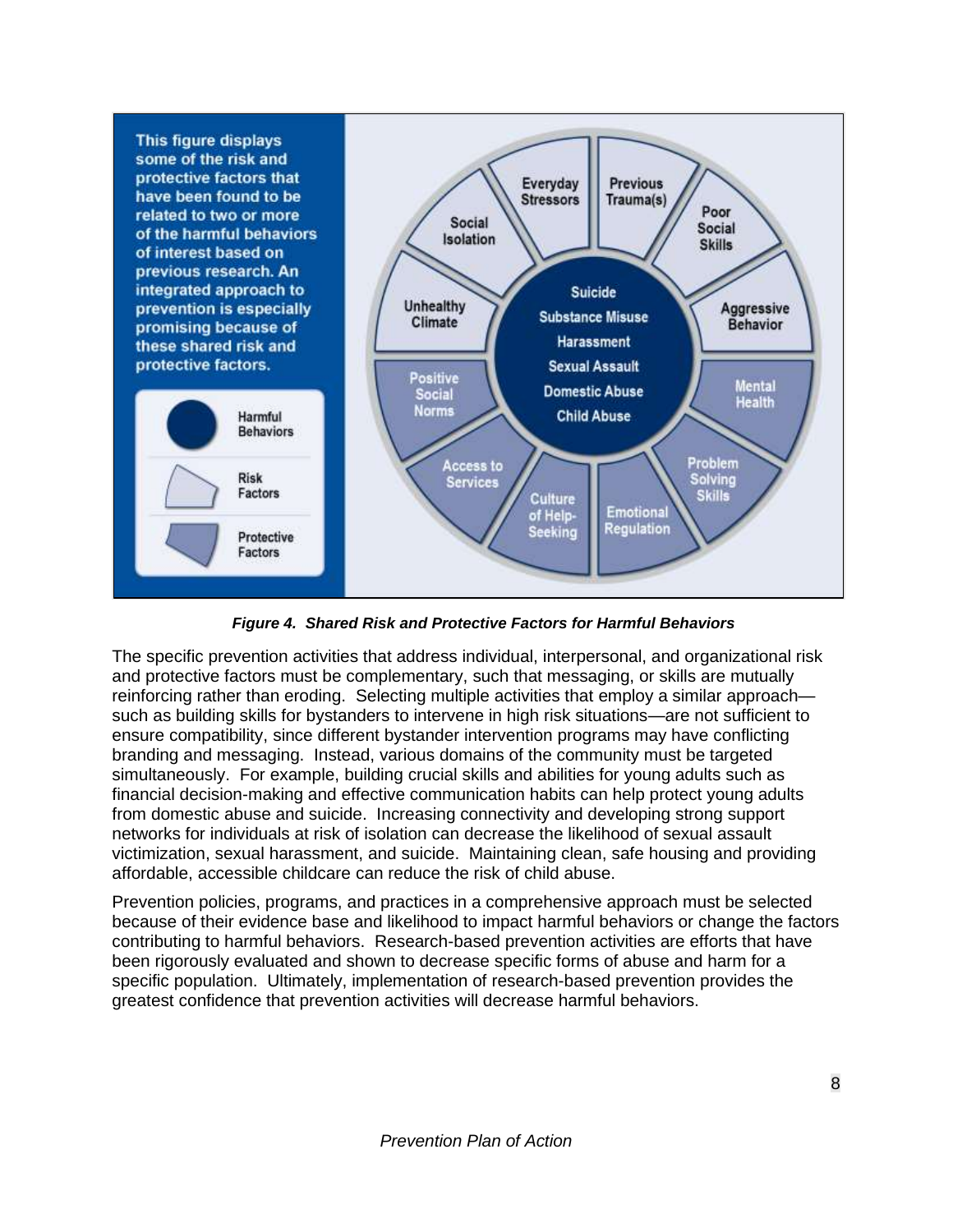This figure displays some of the risk and protective factors that have been found to be related to two or more of the harmful behaviors of interest based on previous research. An integrated approach to prevention is especially promising because of these shared risk and protective factors.

- Harmful Behaviors
- Risk Factors
- Protective Factors

**Harmful Behaviors:** Suicide, Substance Misuse, Harassment, Sexual Assault, Domestic Abuse, Child Abuse

**Risk Factors:** Everyday Stressors, Previous Trauma(s), Poor Social Skills, Aggressive Behavior, Social Isolation, Unhealthy Climate

**Protective Factors:** Positive Social Norms, Mental Health, Access to Services, Problem Solving Skills, Culture of Help-Seeking, Emotional Regulation

***Figure 4. Shared Risk and Protective Factors for Harmful Behaviors***

The specific prevention activities that address individual, interpersonal, and organizational risk and protective factors must be complementary, such that messaging, or skills are mutually reinforcing rather than eroding. Selecting multiple activities that employ a similar approach—such as building skills for bystanders to intervene in high risk situations—are not sufficient to ensure compatibility, since different bystander intervention programs may have conflicting branding and messaging. Instead, various domains of the community must be targeted simultaneously. For example, building crucial skills and abilities for young adults such as financial decision-making and effective communication habits can help protect young adults from domestic abuse and suicide. Increasing connectivity and developing strong support networks for individuals at risk of isolation can decrease the likelihood of sexual assault victimization, sexual harassment, and suicide. Maintaining clean, safe housing and providing affordable, accessible childcare can reduce the risk of child abuse.

Prevention policies, programs, and practices in a comprehensive approach must be selected because of their evidence base and likelihood to impact harmful behaviors or change the factors contributing to harmful behaviors. Research-based prevention activities are efforts that have been rigorously evaluated and shown to decrease specific forms of abuse and harm for a specific population. Ultimately, implementation of research-based prevention provides the greatest confidence that prevention activities will decrease harmful behaviors.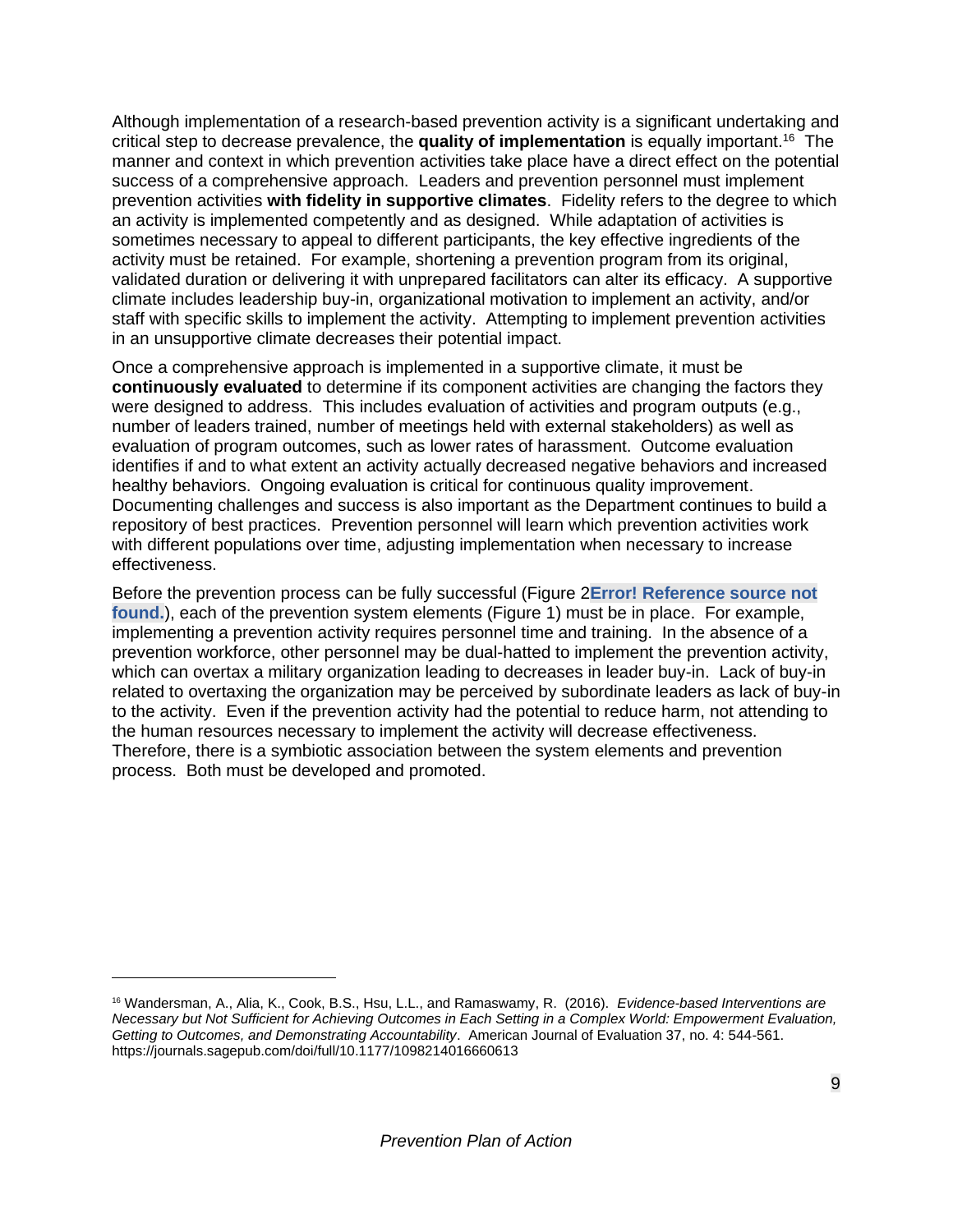Although implementation of a research-based prevention activity is a significant undertaking and critical step to decrease prevalence, the **quality of implementation** is equally important.[16] The manner and context in which prevention activities take place have a direct effect on the potential success of a comprehensive approach. Leaders and prevention personnel must implement prevention activities **with fidelity in supportive climates**. Fidelity refers to the degree to which an activity is implemented competently and as designed. While adaptation of activities is sometimes necessary to appeal to different participants, the key effective ingredients of the activity must be retained. For example, shortening a prevention program from its original, validated duration or delivering it with unprepared facilitators can alter its efficacy. A supportive climate includes leadership buy-in, organizational motivation to implement an activity, and/or staff with specific skills to implement the activity. Attempting to implement prevention activities in an unsupportive climate decreases their potential impact.

Once a comprehensive approach is implemented in a supportive climate, it must be **continuously evaluated** to determine if its component activities are changing the factors they were designed to address. This includes evaluation of activities and program outputs (e.g., number of leaders trained, number of meetings held with external stakeholders) as well as evaluation of program outcomes, such as lower rates of harassment. Outcome evaluation identifies if and to what extent an activity actually decreased negative behaviors and increased healthy behaviors. Ongoing evaluation is critical for continuous quality improvement. Documenting challenges and success is also important as the Department continues to build a repository of best practices. Prevention personnel will learn which prevention activities work with different populations over time, adjusting implementation when necessary to increase effectiveness.

Before the prevention process can be fully successful (Figure 2**Error! Reference source not found.**), each of the prevention system elements (Figure 1) must be in place. For example, implementing a prevention activity requires personnel time and training. In the absence of a prevention workforce, other personnel may be dual-hatted to implement the prevention activity, which can overtax a military organization leading to decreases in leader buy-in. Lack of buy-in related to overtaxing the organization may be perceived by subordinate leaders as lack of buy-in to the activity. Even if the prevention activity had the potential to reduce harm, not attending to the human resources necessary to implement the activity will decrease effectiveness. Therefore, there is a symbiotic association between the system elements and prevention process. Both must be developed and promoted.

---

[16] Wandersman, A., Alia, K., Cook, B.S., Hsu, L.L., and Ramaswamy, R. (2016). *Evidence-based Interventions are Necessary but Not Sufficient for Achieving Outcomes in Each Setting in a Complex World: Empowerment Evaluation, Getting to Outcomes, and Demonstrating Accountability*. American Journal of Evaluation 37, no. 4: 544-561. https://journals.sagepub.com/doi/full/10.1177/1098214016660613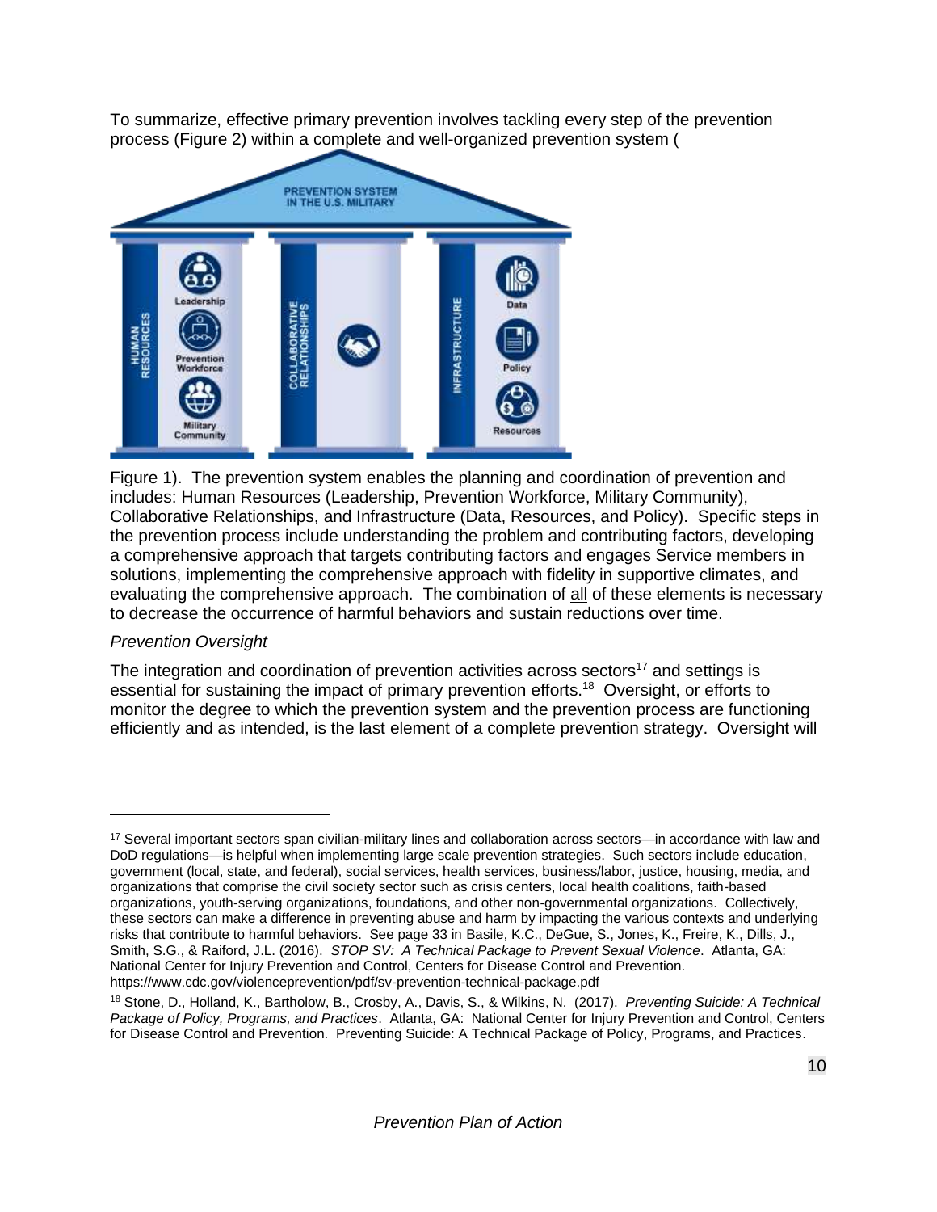To summarize, effective primary prevention involves tackling every step of the prevention process (Figure 2) within a complete and well-organized prevention system (

Figure 1). The prevention system enables the planning and coordination of prevention and includes: Human Resources (Leadership, Prevention Workforce, Military Community), Collaborative Relationships, and Infrastructure (Data, Resources, and Policy). Specific steps in the prevention process include understanding the problem and contributing factors, developing a comprehensive approach that targets contributing factors and engages Service members in solutions, implementing the comprehensive approach with fidelity in supportive climates, and evaluating the comprehensive approach. The combination of <u>all</u> of these elements is necessary to decrease the occurrence of harmful behaviors and sustain reductions over time.

*Prevention Oversight*

The integration and coordination of prevention activities across sectors[17] and settings is essential for sustaining the impact of primary prevention efforts.[18] Oversight, or efforts to monitor the degree to which the prevention system and the prevention process are functioning efficiently and as intended, is the last element of a complete prevention strategy. Oversight will

---

[17] Several important sectors span civilian-military lines and collaboration across sectors—in accordance with law and DoD regulations—is helpful when implementing large scale prevention strategies. Such sectors include education, government (local, state, and federal), social services, health services, business/labor, justice, housing, media, and organizations that comprise the civil society sector such as crisis centers, local health coalitions, faith-based organizations, youth-serving organizations, foundations, and other non-governmental organizations. Collectively, these sectors can make a difference in preventing abuse and harm by impacting the various contexts and underlying risks that contribute to harmful behaviors. See page 33 in Basile, K.C., DeGue, S., Jones, K., Freire, K., Dills, J., Smith, S.G., & Raiford, J.L. (2016). *STOP SV: A Technical Package to Prevent Sexual Violence*. Atlanta, GA: National Center for Injury Prevention and Control, Centers for Disease Control and Prevention. https://www.cdc.gov/violenceprevention/pdf/sv-prevention-technical-package.pdf

[18] Stone, D., Holland, K., Bartholow, B., Crosby, A., Davis, S., & Wilkins, N. (2017). *Preventing Suicide: A Technical Package of Policy, Programs, and Practices*. Atlanta, GA: National Center for Injury Prevention and Control, Centers for Disease Control and Prevention. Preventing Suicide: A Technical Package of Policy, Programs, and Practices.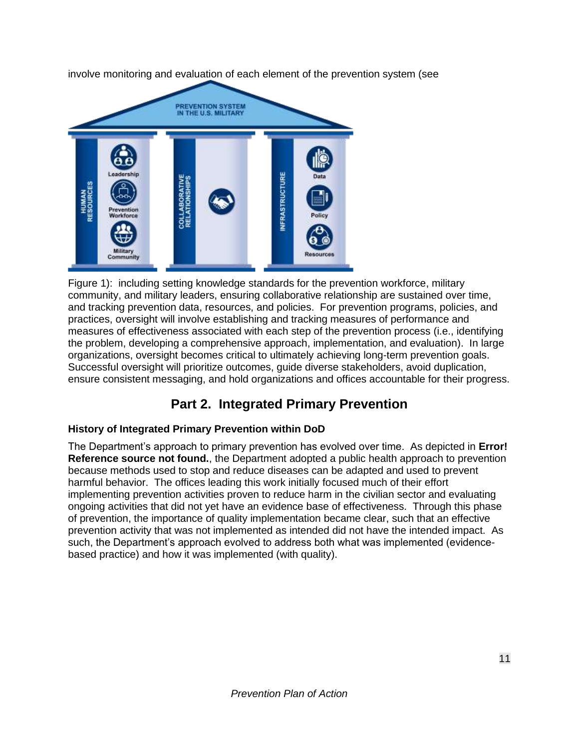involve monitoring and evaluation of each element of the prevention system (see

Figure 1): including setting knowledge standards for the prevention workforce, military community, and military leaders, ensuring collaborative relationship are sustained over time, and tracking prevention data, resources, and policies. For prevention programs, policies, and practices, oversight will involve establishing and tracking measures of performance and measures of effectiveness associated with each step of the prevention process (i.e., identifying the problem, developing a comprehensive approach, implementation, and evaluation). In large organizations, oversight becomes critical to ultimately achieving long-term prevention goals. Successful oversight will prioritize outcomes, guide diverse stakeholders, avoid duplication, ensure consistent messaging, and hold organizations and offices accountable for their progress.

## Part 2. Integrated Primary Prevention

### History of Integrated Primary Prevention within DoD

The Department's approach to primary prevention has evolved over time. As depicted in **Error! Reference source not found.**, the Department adopted a public health approach to prevention because methods used to stop and reduce diseases can be adapted and used to prevent harmful behavior. The offices leading this work initially focused much of their effort implementing prevention activities proven to reduce harm in the civilian sector and evaluating ongoing activities that did not yet have an evidence base of effectiveness. Through this phase of prevention, the importance of quality implementation became clear, such that an effective prevention activity that was not implemented as intended did not have the intended impact. As such, the Department's approach evolved to address both what was implemented (evidence-based practice) and how it was implemented (with quality).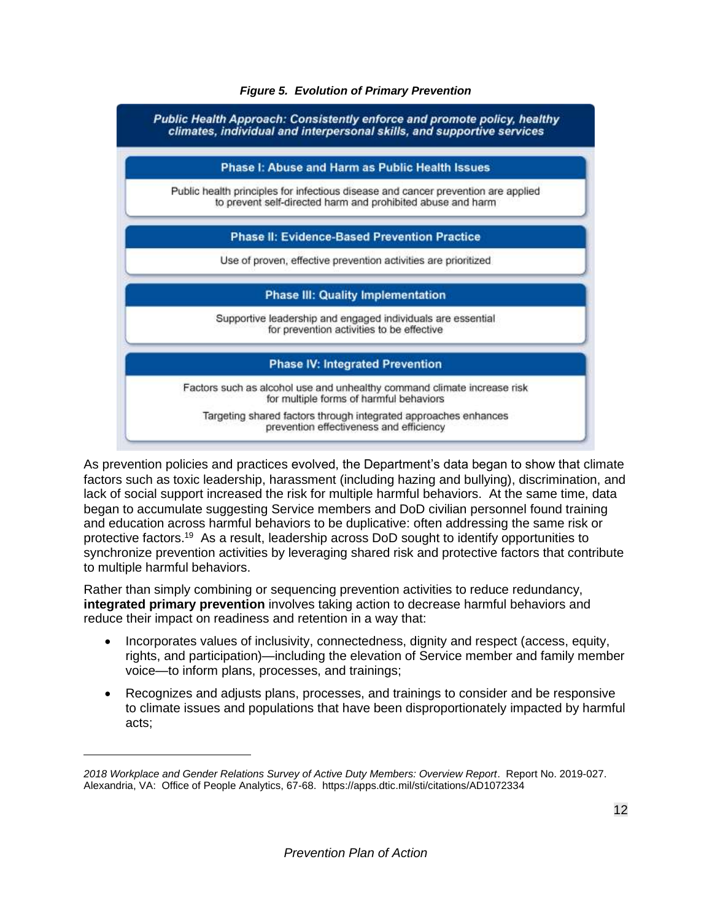*Figure 5. Evolution of Primary Prevention*

**Public Health Approach: Consistently enforce and promote policy, healthy climates, individual and interpersonal skills, and supportive services**

**Phase I: Abuse and Harm as Public Health Issues**

Public health principles for infectious disease and cancer prevention are applied to prevent self-directed harm and prohibited abuse and harm

**Phase II: Evidence-Based Prevention Practice**

Use of proven, effective prevention activities are prioritized

**Phase III: Quality Implementation**

Supportive leadership and engaged individuals are essential for prevention activities to be effective

**Phase IV: Integrated Prevention**

Factors such as alcohol use and unhealthy command climate increase risk for multiple forms of harmful behaviors

Targeting shared factors through integrated approaches enhances prevention effectiveness and efficiency

As prevention policies and practices evolved, the Department's data began to show that climate factors such as toxic leadership, harassment (including hazing and bullying), discrimination, and lack of social support increased the risk for multiple harmful behaviors. At the same time, data began to accumulate suggesting Service members and DoD civilian personnel found training and education across harmful behaviors to be duplicative: often addressing the same risk or protective factors.[19] As a result, leadership across DoD sought to identify opportunities to synchronize prevention activities by leveraging shared risk and protective factors that contribute to multiple harmful behaviors.

Rather than simply combining or sequencing prevention activities to reduce redundancy, **integrated primary prevention** involves taking action to decrease harmful behaviors and reduce their impact on readiness and retention in a way that:

- Incorporates values of inclusivity, connectedness, dignity and respect (access, equity, rights, and participation)—including the elevation of Service member and family member voice—to inform plans, processes, and trainings;
- Recognizes and adjusts plans, processes, and trainings to consider and be responsive to climate issues and populations that have been disproportionately impacted by harmful acts;

---

*2018 Workplace and Gender Relations Survey of Active Duty Members: Overview Report*. Report No. 2019-027. Alexandria, VA: Office of People Analytics, 67-68. https://apps.dtic.mil/sti/citations/AD1072334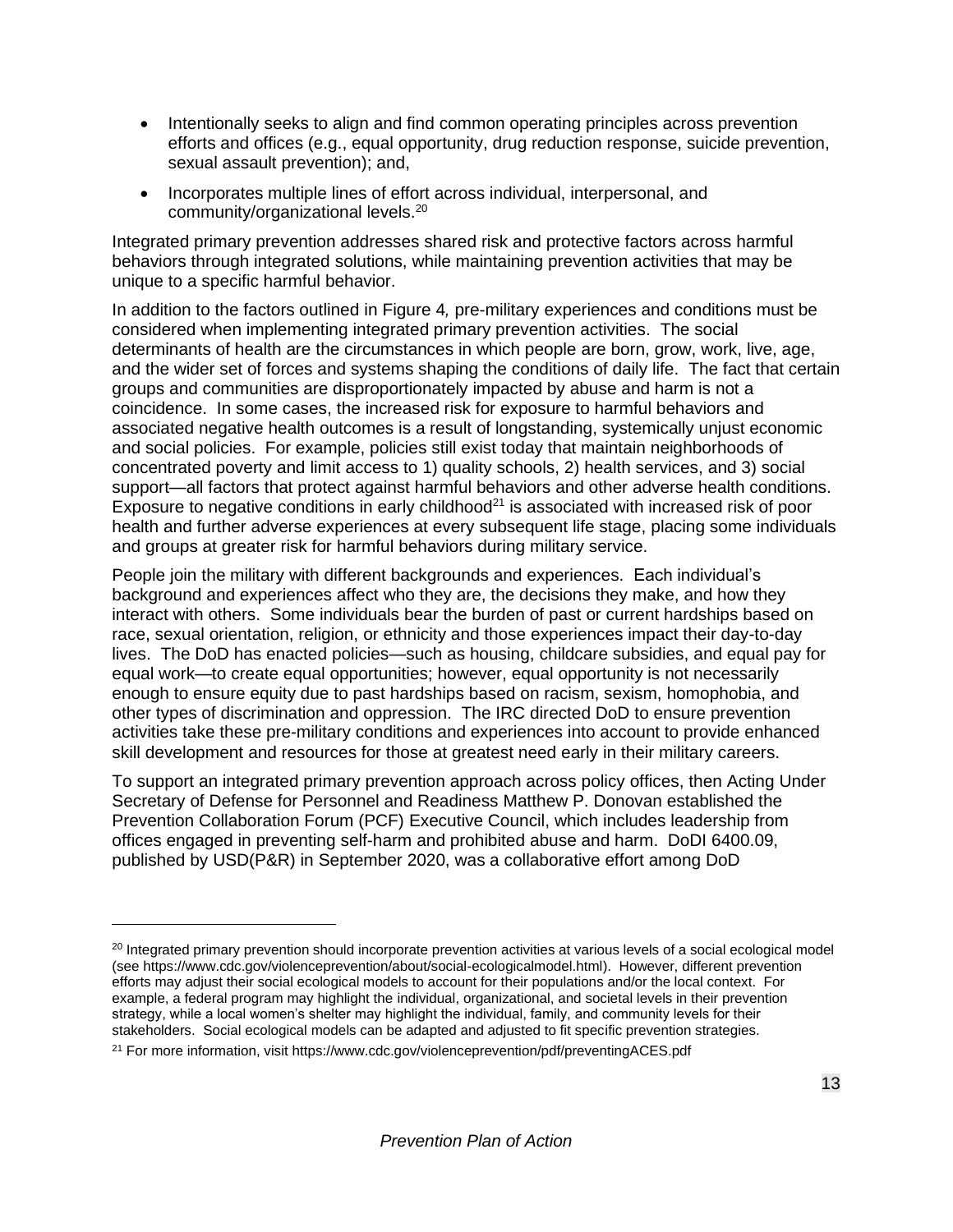- Intentionally seeks to align and find common operating principles across prevention efforts and offices (e.g., equal opportunity, drug reduction response, suicide prevention, sexual assault prevention); and,
- Incorporates multiple lines of effort across individual, interpersonal, and community/organizational levels.[20]

Integrated primary prevention addresses shared risk and protective factors across harmful behaviors through integrated solutions, while maintaining prevention activities that may be unique to a specific harmful behavior.

In addition to the factors outlined in Figure 4*,* pre-military experiences and conditions must be considered when implementing integrated primary prevention activities. The social determinants of health are the circumstances in which people are born, grow, work, live, age, and the wider set of forces and systems shaping the conditions of daily life. The fact that certain groups and communities are disproportionately impacted by abuse and harm is not a coincidence. In some cases, the increased risk for exposure to harmful behaviors and associated negative health outcomes is a result of longstanding, systemically unjust economic and social policies. For example, policies still exist today that maintain neighborhoods of concentrated poverty and limit access to 1) quality schools, 2) health services, and 3) social support—all factors that protect against harmful behaviors and other adverse health conditions. Exposure to negative conditions in early childhood[21] is associated with increased risk of poor health and further adverse experiences at every subsequent life stage, placing some individuals and groups at greater risk for harmful behaviors during military service.

People join the military with different backgrounds and experiences. Each individual's background and experiences affect who they are, the decisions they make, and how they interact with others. Some individuals bear the burden of past or current hardships based on race, sexual orientation, religion, or ethnicity and those experiences impact their day-to-day lives. The DoD has enacted policies—such as housing, childcare subsidies, and equal pay for equal work—to create equal opportunities; however, equal opportunity is not necessarily enough to ensure equity due to past hardships based on racism, sexism, homophobia, and other types of discrimination and oppression. The IRC directed DoD to ensure prevention activities take these pre-military conditions and experiences into account to provide enhanced skill development and resources for those at greatest need early in their military careers.

To support an integrated primary prevention approach across policy offices, then Acting Under Secretary of Defense for Personnel and Readiness Matthew P. Donovan established the Prevention Collaboration Forum (PCF) Executive Council, which includes leadership from offices engaged in preventing self-harm and prohibited abuse and harm. DoDI 6400.09, published by USD(P&R) in September 2020, was a collaborative effort among DoD

---

[20] Integrated primary prevention should incorporate prevention activities at various levels of a social ecological model (see https://www.cdc.gov/violenceprevention/about/social-ecologicalmodel.html). However, different prevention efforts may adjust their social ecological models to account for their populations and/or the local context. For example, a federal program may highlight the individual, organizational, and societal levels in their prevention strategy, while a local women's shelter may highlight the individual, family, and community levels for their stakeholders. Social ecological models can be adapted and adjusted to fit specific prevention strategies.

[21] For more information, visit https://www.cdc.gov/violenceprevention/pdf/preventingACES.pdf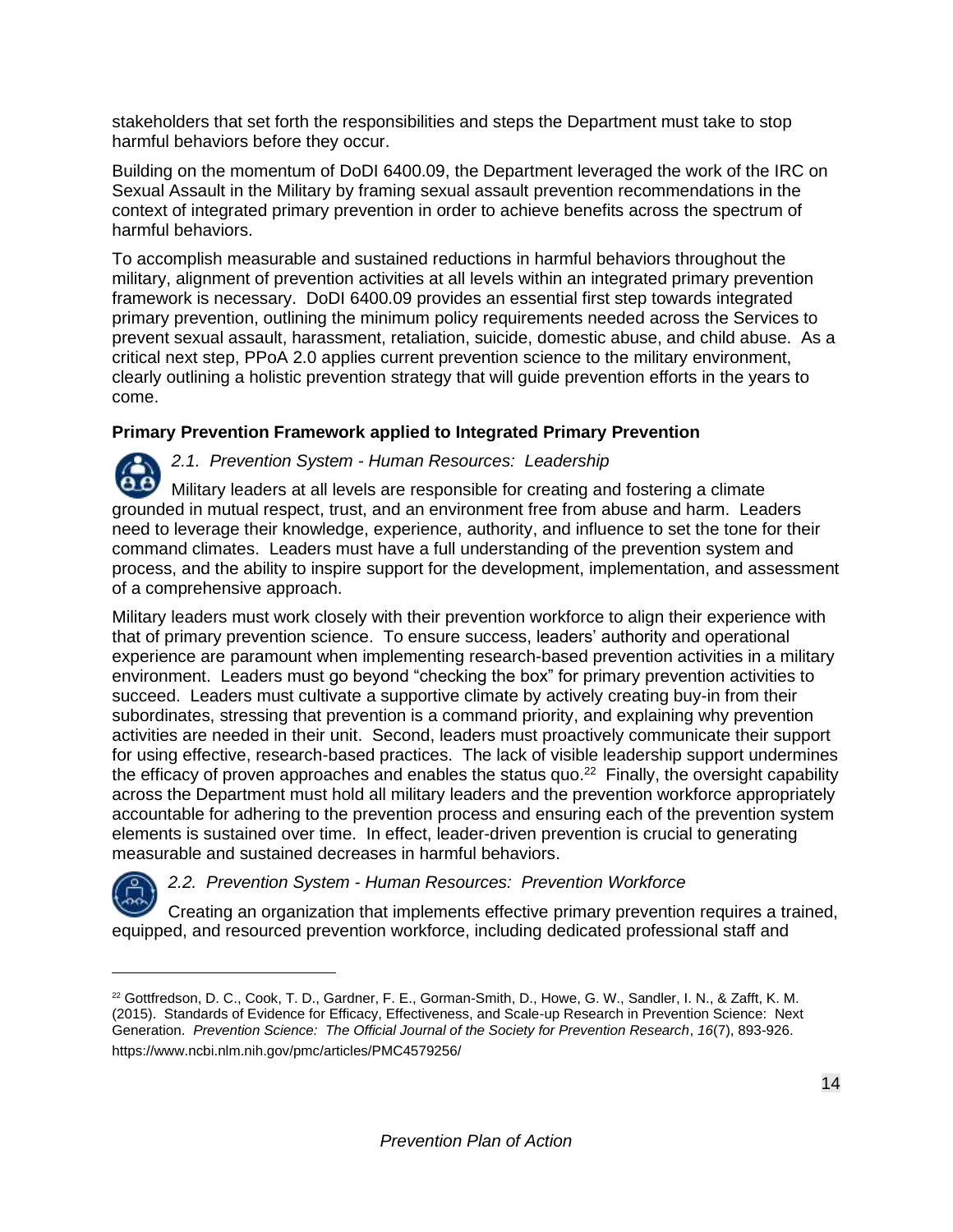stakeholders that set forth the responsibilities and steps the Department must take to stop harmful behaviors before they occur.

Building on the momentum of DoDI 6400.09, the Department leveraged the work of the IRC on Sexual Assault in the Military by framing sexual assault prevention recommendations in the context of integrated primary prevention in order to achieve benefits across the spectrum of harmful behaviors.

To accomplish measurable and sustained reductions in harmful behaviors throughout the military, alignment of prevention activities at all levels within an integrated primary prevention framework is necessary. DoDI 6400.09 provides an essential first step towards integrated primary prevention, outlining the minimum policy requirements needed across the Services to prevent sexual assault, harassment, retaliation, suicide, domestic abuse, and child abuse. As a critical next step, PPoA 2.0 applies current prevention science to the military environment, clearly outlining a holistic prevention strategy that will guide prevention efforts in the years to come.

### Primary Prevention Framework applied to Integrated Primary Prevention

#### *2.1. Prevention System - Human Resources: Leadership*

Military leaders at all levels are responsible for creating and fostering a climate grounded in mutual respect, trust, and an environment free from abuse and harm. Leaders need to leverage their knowledge, experience, authority, and influence to set the tone for their command climates. Leaders must have a full understanding of the prevention system and process, and the ability to inspire support for the development, implementation, and assessment of a comprehensive approach.

Military leaders must work closely with their prevention workforce to align their experience with that of primary prevention science. To ensure success, leaders' authority and operational experience are paramount when implementing research-based prevention activities in a military environment. Leaders must go beyond "checking the box" for primary prevention activities to succeed. Leaders must cultivate a supportive climate by actively creating buy-in from their subordinates, stressing that prevention is a command priority, and explaining why prevention activities are needed in their unit. Second, leaders must proactively communicate their support for using effective, research-based practices. The lack of visible leadership support undermines the efficacy of proven approaches and enables the status quo.[22] Finally, the oversight capability across the Department must hold all military leaders and the prevention workforce appropriately accountable for adhering to the prevention process and ensuring each of the prevention system elements is sustained over time. In effect, leader-driven prevention is crucial to generating measurable and sustained decreases in harmful behaviors.

#### *2.2. Prevention System - Human Resources: Prevention Workforce*

Creating an organization that implements effective primary prevention requires a trained, equipped, and resourced prevention workforce, including dedicated professional staff and

---

[22] Gottfredson, D. C., Cook, T. D., Gardner, F. E., Gorman-Smith, D., Howe, G. W., Sandler, I. N., & Zafft, K. M. (2015). Standards of Evidence for Efficacy, Effectiveness, and Scale-up Research in Prevention Science: Next Generation. *Prevention Science: The Official Journal of the Society for Prevention Research*, *16*(7), 893-926. https://www.ncbi.nlm.nih.gov/pmc/articles/PMC4579256/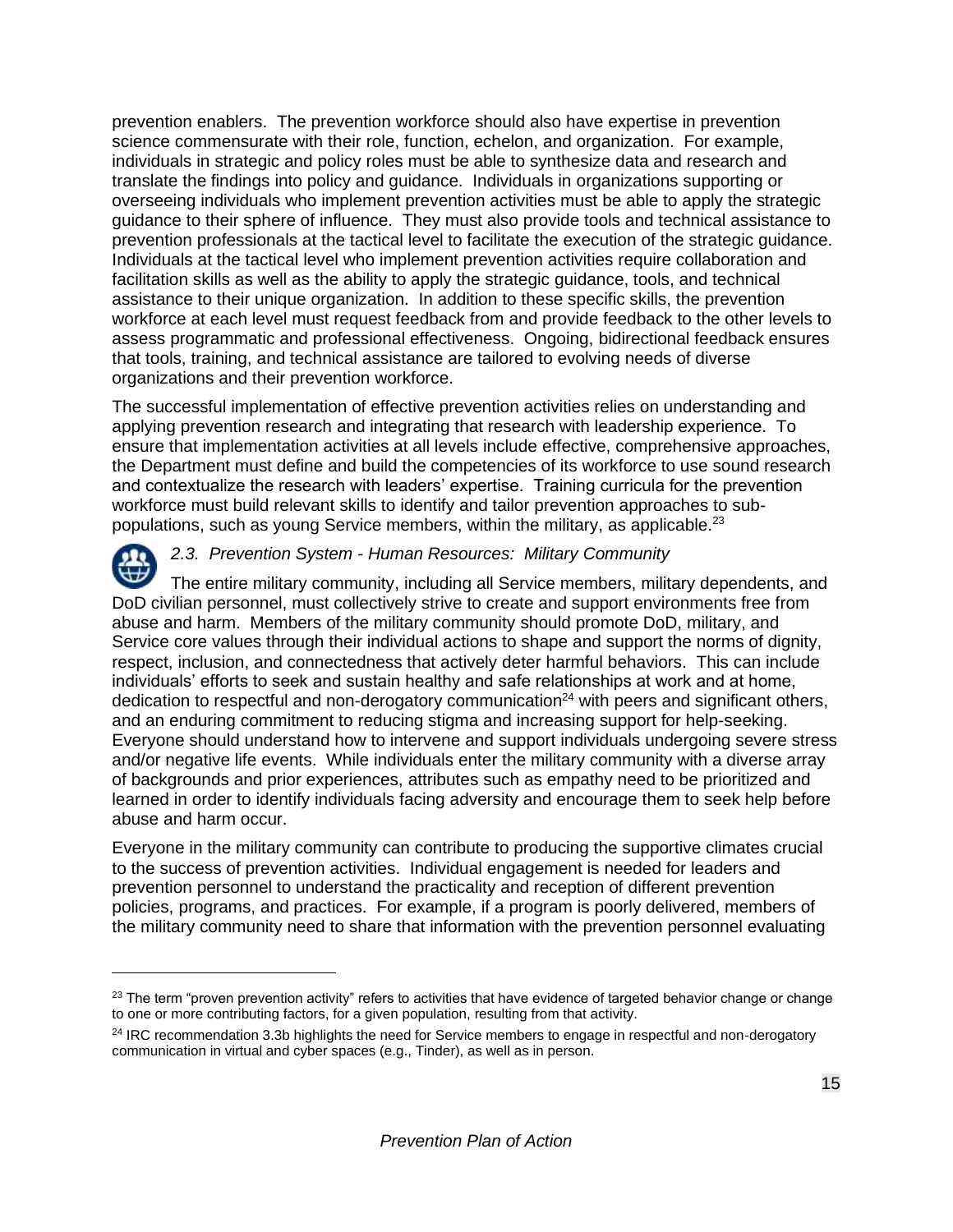prevention enablers. The prevention workforce should also have expertise in prevention science commensurate with their role, function, echelon, and organization. For example, individuals in strategic and policy roles must be able to synthesize data and research and translate the findings into policy and guidance. Individuals in organizations supporting or overseeing individuals who implement prevention activities must be able to apply the strategic guidance to their sphere of influence. They must also provide tools and technical assistance to prevention professionals at the tactical level to facilitate the execution of the strategic guidance. Individuals at the tactical level who implement prevention activities require collaboration and facilitation skills as well as the ability to apply the strategic guidance, tools, and technical assistance to their unique organization. In addition to these specific skills, the prevention workforce at each level must request feedback from and provide feedback to the other levels to assess programmatic and professional effectiveness. Ongoing, bidirectional feedback ensures that tools, training, and technical assistance are tailored to evolving needs of diverse organizations and their prevention workforce.

The successful implementation of effective prevention activities relies on understanding and applying prevention research and integrating that research with leadership experience. To ensure that implementation activities at all levels include effective, comprehensive approaches, the Department must define and build the competencies of its workforce to use sound research and contextualize the research with leaders' expertise. Training curricula for the prevention workforce must build relevant skills to identify and tailor prevention approaches to sub-populations, such as young Service members, within the military, as applicable.[23]

### *2.3. Prevention System - Human Resources: Military Community*

The entire military community, including all Service members, military dependents, and DoD civilian personnel, must collectively strive to create and support environments free from abuse and harm. Members of the military community should promote DoD, military, and Service core values through their individual actions to shape and support the norms of dignity, respect, inclusion, and connectedness that actively deter harmful behaviors. This can include individuals' efforts to seek and sustain healthy and safe relationships at work and at home, dedication to respectful and non-derogatory communication[24] with peers and significant others, and an enduring commitment to reducing stigma and increasing support for help-seeking. Everyone should understand how to intervene and support individuals undergoing severe stress and/or negative life events. While individuals enter the military community with a diverse array of backgrounds and prior experiences, attributes such as empathy need to be prioritized and learned in order to identify individuals facing adversity and encourage them to seek help before abuse and harm occur.

Everyone in the military community can contribute to producing the supportive climates crucial to the success of prevention activities. Individual engagement is needed for leaders and prevention personnel to understand the practicality and reception of different prevention policies, programs, and practices. For example, if a program is poorly delivered, members of the military community need to share that information with the prevention personnel evaluating

---

[23] The term "proven prevention activity" refers to activities that have evidence of targeted behavior change or change to one or more contributing factors, for a given population, resulting from that activity.

[24] IRC recommendation 3.3b highlights the need for Service members to engage in respectful and non-derogatory communication in virtual and cyber spaces (e.g., Tinder), as well as in person.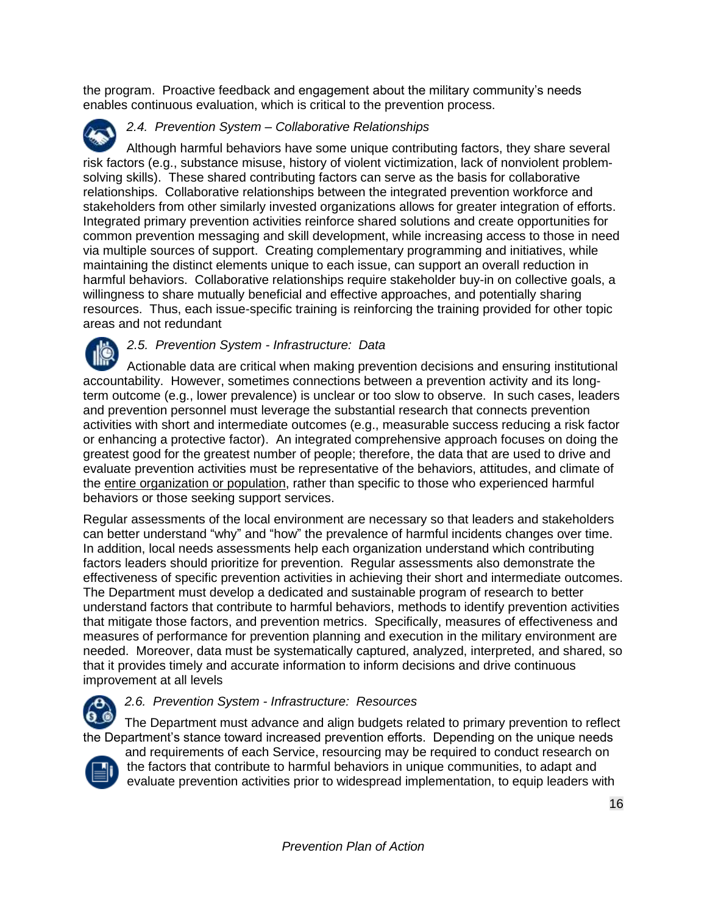the program. Proactive feedback and engagement about the military community's needs enables continuous evaluation, which is critical to the prevention process.

### *2.4. Prevention System – Collaborative Relationships*

Although harmful behaviors have some unique contributing factors, they share several risk factors (e.g., substance misuse, history of violent victimization, lack of nonviolent problem-solving skills). These shared contributing factors can serve as the basis for collaborative relationships. Collaborative relationships between the integrated prevention workforce and stakeholders from other similarly invested organizations allows for greater integration of efforts. Integrated primary prevention activities reinforce shared solutions and create opportunities for common prevention messaging and skill development, while increasing access to those in need via multiple sources of support. Creating complementary programming and initiatives, while maintaining the distinct elements unique to each issue, can support an overall reduction in harmful behaviors. Collaborative relationships require stakeholder buy-in on collective goals, a willingness to share mutually beneficial and effective approaches, and potentially sharing resources. Thus, each issue-specific training is reinforcing the training provided for other topic areas and not redundant

### *2.5. Prevention System - Infrastructure: Data*

Actionable data are critical when making prevention decisions and ensuring institutional accountability. However, sometimes connections between a prevention activity and its long-term outcome (e.g., lower prevalence) is unclear or too slow to observe. In such cases, leaders and prevention personnel must leverage the substantial research that connects prevention activities with short and intermediate outcomes (e.g., measurable success reducing a risk factor or enhancing a protective factor). An integrated comprehensive approach focuses on doing the greatest good for the greatest number of people; therefore, the data that are used to drive and evaluate prevention activities must be representative of the behaviors, attitudes, and climate of the <u>entire organization or population</u>, rather than specific to those who experienced harmful behaviors or those seeking support services.

Regular assessments of the local environment are necessary so that leaders and stakeholders can better understand "why" and "how" the prevalence of harmful incidents changes over time. In addition, local needs assessments help each organization understand which contributing factors leaders should prioritize for prevention. Regular assessments also demonstrate the effectiveness of specific prevention activities in achieving their short and intermediate outcomes. The Department must develop a dedicated and sustainable program of research to better understand factors that contribute to harmful behaviors, methods to identify prevention activities that mitigate those factors, and prevention metrics. Specifically, measures of effectiveness and measures of performance for prevention planning and execution in the military environment are needed. Moreover, data must be systematically captured, analyzed, interpreted, and shared, so that it provides timely and accurate information to inform decisions and drive continuous improvement at all levels

### *2.6. Prevention System - Infrastructure: Resources*

The Department must advance and align budgets related to primary prevention to reflect the Department's stance toward increased prevention efforts. Depending on the unique needs and requirements of each Service, resourcing may be required to conduct research on the factors that contribute to harmful behaviors in unique communities, to adapt and evaluate prevention activities prior to widespread implementation, to equip leaders with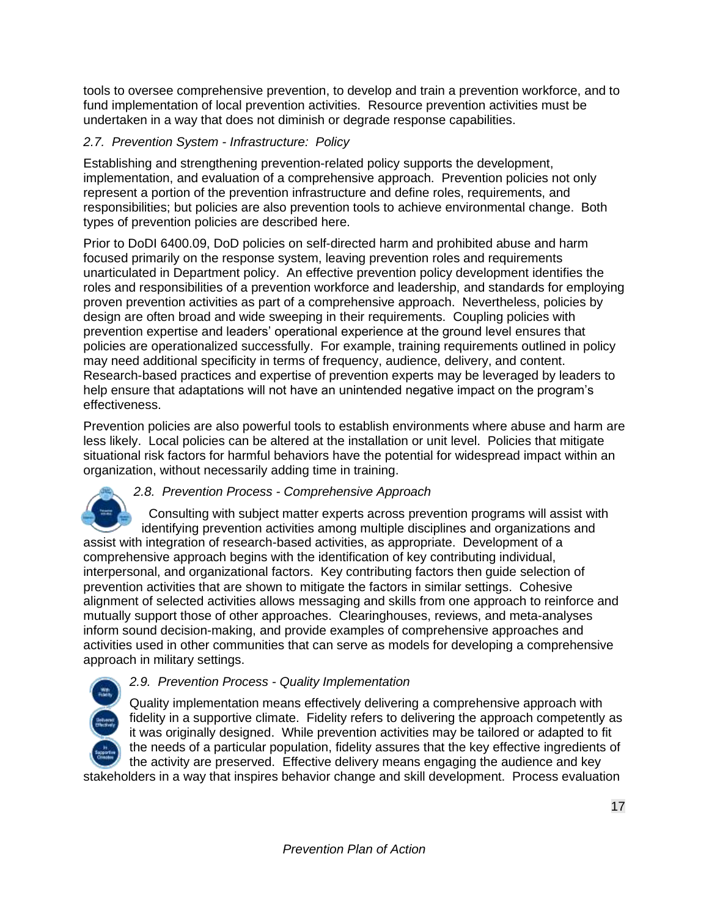tools to oversee comprehensive prevention, to develop and train a prevention workforce, and to fund implementation of local prevention activities. Resource prevention activities must be undertaken in a way that does not diminish or degrade response capabilities.

### *2.7. Prevention System - Infrastructure: Policy*

Establishing and strengthening prevention-related policy supports the development, implementation, and evaluation of a comprehensive approach. Prevention policies not only represent a portion of the prevention infrastructure and define roles, requirements, and responsibilities; but policies are also prevention tools to achieve environmental change. Both types of prevention policies are described here.

Prior to DoDI 6400.09, DoD policies on self-directed harm and prohibited abuse and harm focused primarily on the response system, leaving prevention roles and requirements unarticulated in Department policy. An effective prevention policy development identifies the roles and responsibilities of a prevention workforce and leadership, and standards for employing proven prevention activities as part of a comprehensive approach. Nevertheless, policies by design are often broad and wide sweeping in their requirements. Coupling policies with prevention expertise and leaders' operational experience at the ground level ensures that policies are operationalized successfully. For example, training requirements outlined in policy may need additional specificity in terms of frequency, audience, delivery, and content. Research-based practices and expertise of prevention experts may be leveraged by leaders to help ensure that adaptations will not have an unintended negative impact on the program's effectiveness.

Prevention policies are also powerful tools to establish environments where abuse and harm are less likely. Local policies can be altered at the installation or unit level. Policies that mitigate situational risk factors for harmful behaviors have the potential for widespread impact within an organization, without necessarily adding time in training.

### *2.8. Prevention Process - Comprehensive Approach*

Consulting with subject matter experts across prevention programs will assist with identifying prevention activities among multiple disciplines and organizations and assist with integration of research-based activities, as appropriate. Development of a comprehensive approach begins with the identification of key contributing individual, interpersonal, and organizational factors. Key contributing factors then guide selection of prevention activities that are shown to mitigate the factors in similar settings. Cohesive alignment of selected activities allows messaging and skills from one approach to reinforce and mutually support those of other approaches. Clearinghouses, reviews, and meta-analyses inform sound decision-making, and provide examples of comprehensive approaches and activities used in other communities that can serve as models for developing a comprehensive approach in military settings.

### *2.9. Prevention Process - Quality Implementation*

Quality implementation means effectively delivering a comprehensive approach with fidelity in a supportive climate. Fidelity refers to delivering the approach competently as it was originally designed. While prevention activities may be tailored or adapted to fit the needs of a particular population, fidelity assures that the key effective ingredients of the activity are preserved. Effective delivery means engaging the audience and key stakeholders in a way that inspires behavior change and skill development. Process evaluation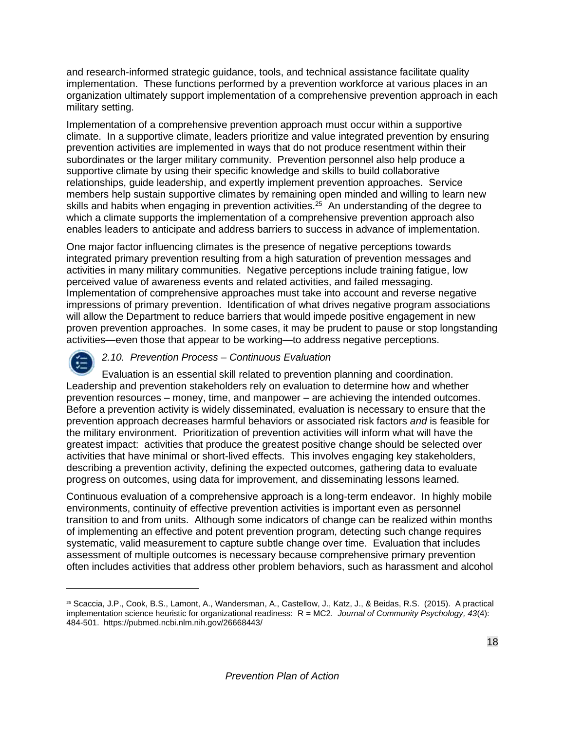and research-informed strategic guidance, tools, and technical assistance facilitate quality implementation. These functions performed by a prevention workforce at various places in an organization ultimately support implementation of a comprehensive prevention approach in each military setting.

Implementation of a comprehensive prevention approach must occur within a supportive climate. In a supportive climate, leaders prioritize and value integrated prevention by ensuring prevention activities are implemented in ways that do not produce resentment within their subordinates or the larger military community. Prevention personnel also help produce a supportive climate by using their specific knowledge and skills to build collaborative relationships, guide leadership, and expertly implement prevention approaches. Service members help sustain supportive climates by remaining open minded and willing to learn new skills and habits when engaging in prevention activities.[25] An understanding of the degree to which a climate supports the implementation of a comprehensive prevention approach also enables leaders to anticipate and address barriers to success in advance of implementation.

One major factor influencing climates is the presence of negative perceptions towards integrated primary prevention resulting from a high saturation of prevention messages and activities in many military communities. Negative perceptions include training fatigue, low perceived value of awareness events and related activities, and failed messaging. Implementation of comprehensive approaches must take into account and reverse negative impressions of primary prevention. Identification of what drives negative program associations will allow the Department to reduce barriers that would impede positive engagement in new proven prevention approaches. In some cases, it may be prudent to pause or stop longstanding activities—even those that appear to be working—to address negative perceptions.

### *2.10. Prevention Process – Continuous Evaluation*

Evaluation is an essential skill related to prevention planning and coordination. Leadership and prevention stakeholders rely on evaluation to determine how and whether prevention resources – money, time, and manpower – are achieving the intended outcomes. Before a prevention activity is widely disseminated, evaluation is necessary to ensure that the prevention approach decreases harmful behaviors or associated risk factors *and* is feasible for the military environment. Prioritization of prevention activities will inform what will have the greatest impact: activities that produce the greatest positive change should be selected over activities that have minimal or short-lived effects. This involves engaging key stakeholders, describing a prevention activity, defining the expected outcomes, gathering data to evaluate progress on outcomes, using data for improvement, and disseminating lessons learned.

Continuous evaluation of a comprehensive approach is a long-term endeavor. In highly mobile environments, continuity of effective prevention activities is important even as personnel transition to and from units. Although some indicators of change can be realized within months of implementing an effective and potent prevention program, detecting such change requires systematic, valid measurement to capture subtle change over time. Evaluation that includes assessment of multiple outcomes is necessary because comprehensive primary prevention often includes activities that address other problem behaviors, such as harassment and alcohol

---

[25] Scaccia, J.P., Cook, B.S., Lamont, A., Wandersman, A., Castellow, J., Katz, J., & Beidas, R.S. (2015). A practical implementation science heuristic for organizational readiness: R = MC2. *Journal of Community Psychology, 43*(4): 484-501. https://pubmed.ncbi.nlm.nih.gov/26668443/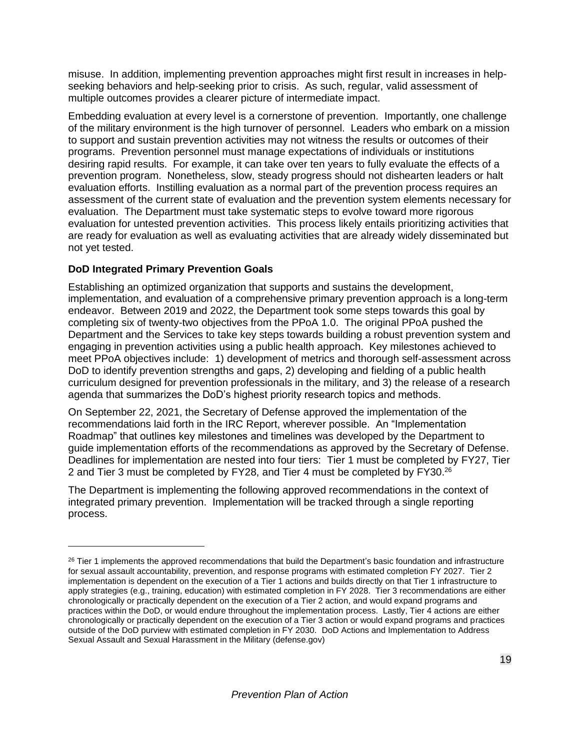misuse. In addition, implementing prevention approaches might first result in increases in help-seeking behaviors and help-seeking prior to crisis. As such, regular, valid assessment of multiple outcomes provides a clearer picture of intermediate impact.

Embedding evaluation at every level is a cornerstone of prevention. Importantly, one challenge of the military environment is the high turnover of personnel. Leaders who embark on a mission to support and sustain prevention activities may not witness the results or outcomes of their programs. Prevention personnel must manage expectations of individuals or institutions desiring rapid results. For example, it can take over ten years to fully evaluate the effects of a prevention program. Nonetheless, slow, steady progress should not dishearten leaders or halt evaluation efforts. Instilling evaluation as a normal part of the prevention process requires an assessment of the current state of evaluation and the prevention system elements necessary for evaluation. The Department must take systematic steps to evolve toward more rigorous evaluation for untested prevention activities. This process likely entails prioritizing activities that are ready for evaluation as well as evaluating activities that are already widely disseminated but not yet tested.

**DoD Integrated Primary Prevention Goals**

Establishing an optimized organization that supports and sustains the development, implementation, and evaluation of a comprehensive primary prevention approach is a long-term endeavor. Between 2019 and 2022, the Department took some steps towards this goal by completing six of twenty-two objectives from the PPoA 1.0. The original PPoA pushed the Department and the Services to take key steps towards building a robust prevention system and engaging in prevention activities using a public health approach. Key milestones achieved to meet PPoA objectives include: 1) development of metrics and thorough self-assessment across DoD to identify prevention strengths and gaps, 2) developing and fielding of a public health curriculum designed for prevention professionals in the military, and 3) the release of a research agenda that summarizes the DoD's highest priority research topics and methods.

On September 22, 2021, the Secretary of Defense approved the implementation of the recommendations laid forth in the IRC Report, wherever possible. An "Implementation Roadmap" that outlines key milestones and timelines was developed by the Department to guide implementation efforts of the recommendations as approved by the Secretary of Defense. Deadlines for implementation are nested into four tiers: Tier 1 must be completed by FY27, Tier 2 and Tier 3 must be completed by FY28, and Tier 4 must be completed by FY30.[26]

The Department is implementing the following approved recommendations in the context of integrated primary prevention. Implementation will be tracked through a single reporting process.

---

[26] Tier 1 implements the approved recommendations that build the Department's basic foundation and infrastructure for sexual assault accountability, prevention, and response programs with estimated completion FY 2027. Tier 2 implementation is dependent on the execution of a Tier 1 actions and builds directly on that Tier 1 infrastructure to apply strategies (e.g., training, education) with estimated completion in FY 2028. Tier 3 recommendations are either chronologically or practically dependent on the execution of a Tier 2 action, and would expand programs and practices within the DoD, or would endure throughout the implementation process. Lastly, Tier 4 actions are either chronologically or practically dependent on the execution of a Tier 3 action or would expand programs and practices outside of the DoD purview with estimated completion in FY 2030. DoD Actions and Implementation to Address Sexual Assault and Sexual Harassment in the Military (defense.gov)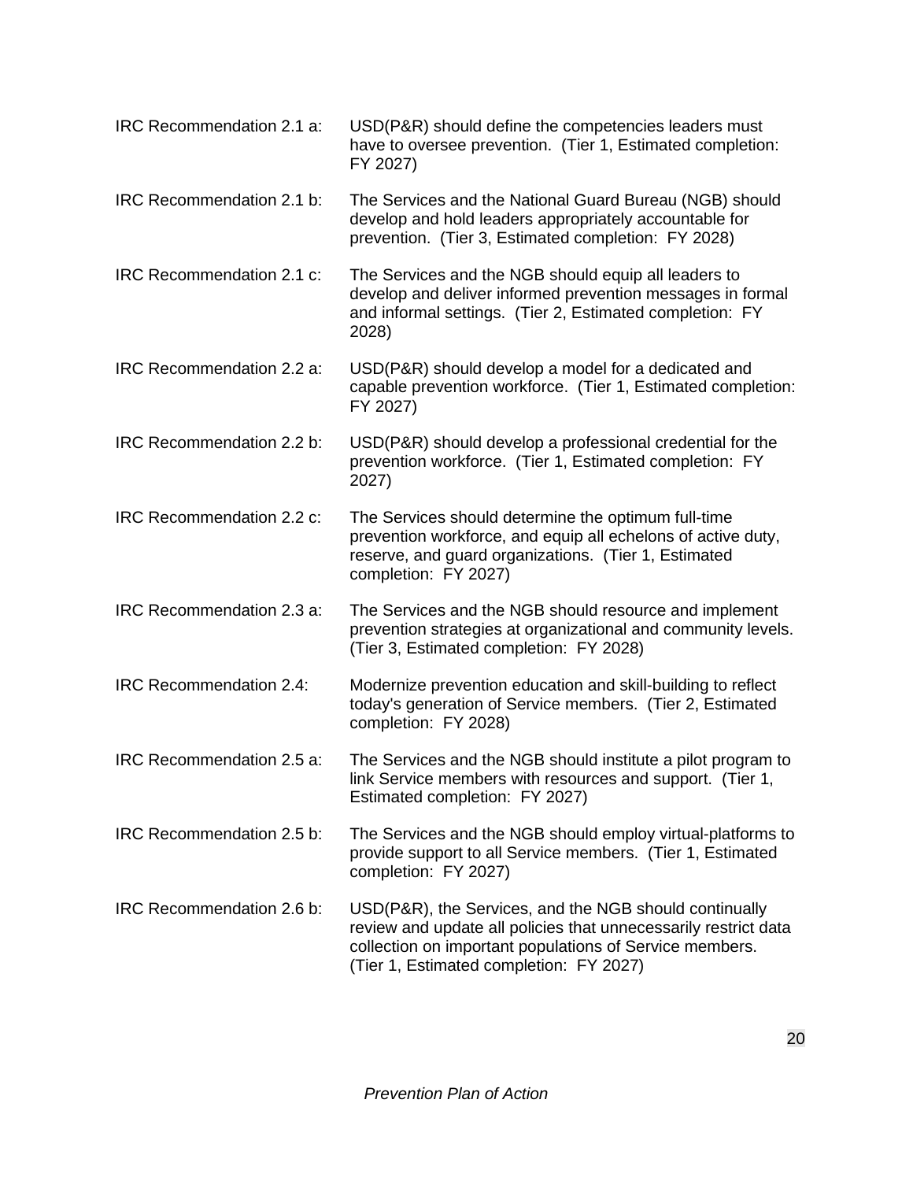IRC Recommendation 2.1 a: USD(P&R) should define the competencies leaders must have to oversee prevention. (Tier 1, Estimated completion: FY 2027)

IRC Recommendation 2.1 b: The Services and the National Guard Bureau (NGB) should develop and hold leaders appropriately accountable for prevention. (Tier 3, Estimated completion: FY 2028)

IRC Recommendation 2.1 c: The Services and the NGB should equip all leaders to develop and deliver informed prevention messages in formal and informal settings. (Tier 2, Estimated completion: FY 2028)

IRC Recommendation 2.2 a: USD(P&R) should develop a model for a dedicated and capable prevention workforce. (Tier 1, Estimated completion: FY 2027)

IRC Recommendation 2.2 b: USD(P&R) should develop a professional credential for the prevention workforce. (Tier 1, Estimated completion: FY 2027)

IRC Recommendation 2.2 c: The Services should determine the optimum full-time prevention workforce, and equip all echelons of active duty, reserve, and guard organizations. (Tier 1, Estimated completion: FY 2027)

IRC Recommendation 2.3 a: The Services and the NGB should resource and implement prevention strategies at organizational and community levels. (Tier 3, Estimated completion: FY 2028)

IRC Recommendation 2.4: Modernize prevention education and skill-building to reflect today's generation of Service members. (Tier 2, Estimated completion: FY 2028)

IRC Recommendation 2.5 a: The Services and the NGB should institute a pilot program to link Service members with resources and support. (Tier 1, Estimated completion: FY 2027)

IRC Recommendation 2.5 b: The Services and the NGB should employ virtual-platforms to provide support to all Service members. (Tier 1, Estimated completion: FY 2027)

IRC Recommendation 2.6 b: USD(P&R), the Services, and the NGB should continually review and update all policies that unnecessarily restrict data collection on important populations of Service members. (Tier 1, Estimated completion: FY 2027)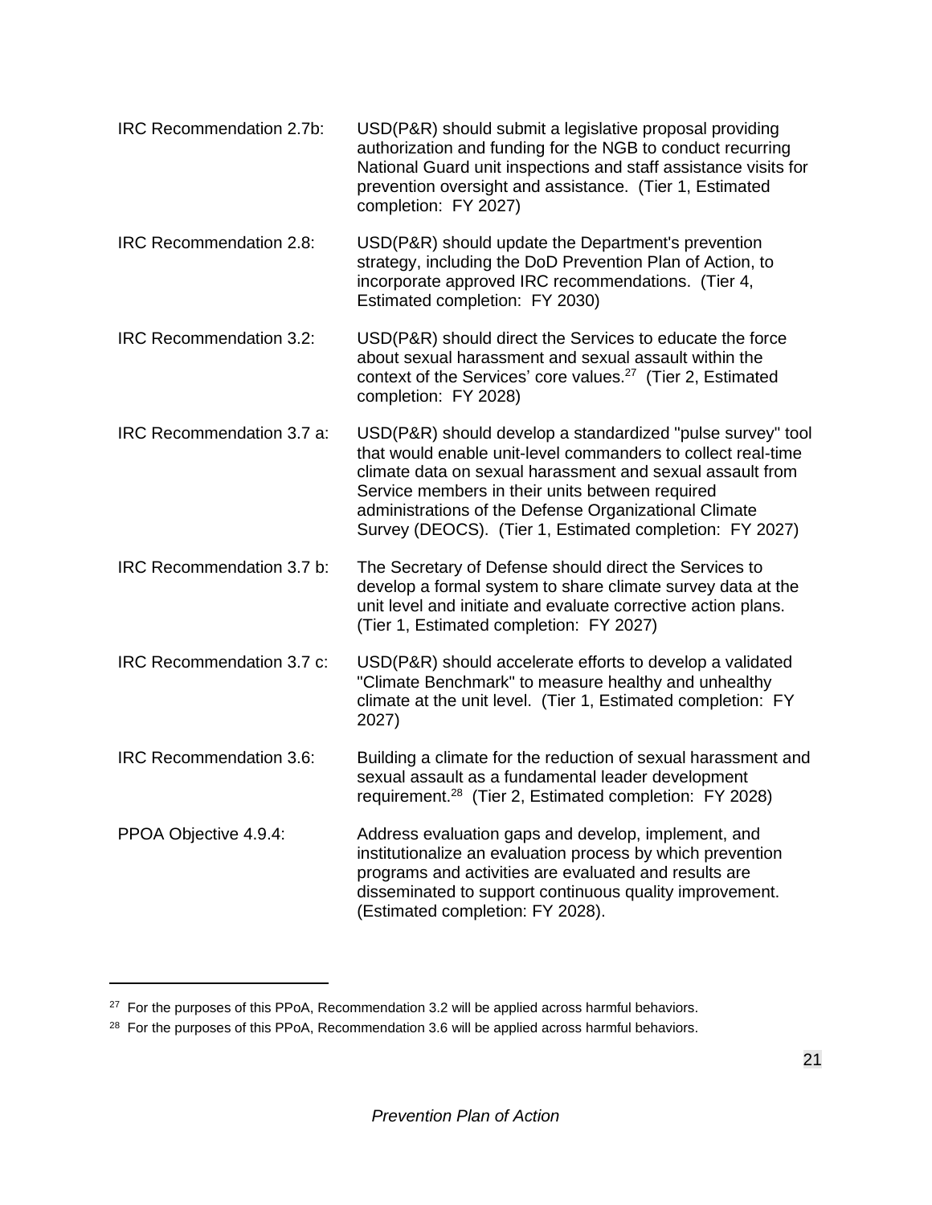IRC Recommendation 2.7b: USD(P&R) should submit a legislative proposal providing authorization and funding for the NGB to conduct recurring National Guard unit inspections and staff assistance visits for prevention oversight and assistance. (Tier 1, Estimated completion: FY 2027)

IRC Recommendation 2.8: USD(P&R) should update the Department's prevention strategy, including the DoD Prevention Plan of Action, to incorporate approved IRC recommendations. (Tier 4, Estimated completion: FY 2030)

IRC Recommendation 3.2: USD(P&R) should direct the Services to educate the force about sexual harassment and sexual assault within the context of the Services' core values.[27] (Tier 2, Estimated completion: FY 2028)

IRC Recommendation 3.7 a: USD(P&R) should develop a standardized "pulse survey" tool that would enable unit-level commanders to collect real-time climate data on sexual harassment and sexual assault from Service members in their units between required administrations of the Defense Organizational Climate Survey (DEOCS). (Tier 1, Estimated completion: FY 2027)

IRC Recommendation 3.7 b: The Secretary of Defense should direct the Services to develop a formal system to share climate survey data at the unit level and initiate and evaluate corrective action plans. (Tier 1, Estimated completion: FY 2027)

IRC Recommendation 3.7 c: USD(P&R) should accelerate efforts to develop a validated "Climate Benchmark" to measure healthy and unhealthy climate at the unit level. (Tier 1, Estimated completion: FY 2027)

IRC Recommendation 3.6: Building a climate for the reduction of sexual harassment and sexual assault as a fundamental leader development requirement.[28] (Tier 2, Estimated completion: FY 2028)

PPOA Objective 4.9.4: Address evaluation gaps and develop, implement, and institutionalize an evaluation process by which prevention programs and activities are evaluated and results are disseminated to support continuous quality improvement. (Estimated completion: FY 2028).

---

[27] For the purposes of this PPoA, Recommendation 3.2 will be applied across harmful behaviors.

[28] For the purposes of this PPoA, Recommendation 3.6 will be applied across harmful behaviors.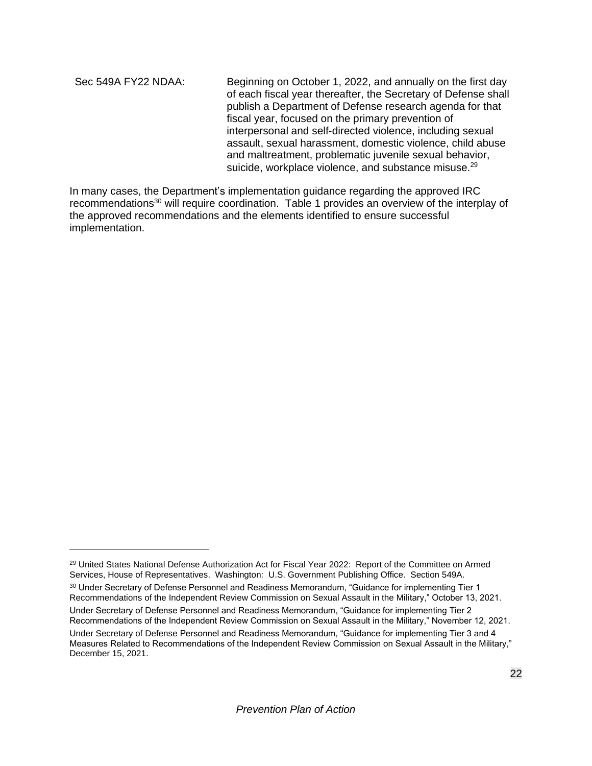Sec 549A FY22 NDAA: Beginning on October 1, 2022, and annually on the first day of each fiscal year thereafter, the Secretary of Defense shall publish a Department of Defense research agenda for that fiscal year, focused on the primary prevention of interpersonal and self-directed violence, including sexual assault, sexual harassment, domestic violence, child abuse and maltreatment, problematic juvenile sexual behavior, suicide, workplace violence, and substance misuse.[29]

In many cases, the Department's implementation guidance regarding the approved IRC recommendations[30] will require coordination. Table 1 provides an overview of the interplay of the approved recommendations and the elements identified to ensure successful implementation.

---

[29] United States National Defense Authorization Act for Fiscal Year 2022: Report of the Committee on Armed Services, House of Representatives. Washington: U.S. Government Publishing Office. Section 549A.

[30] Under Secretary of Defense Personnel and Readiness Memorandum, "Guidance for implementing Tier 1 Recommendations of the Independent Review Commission on Sexual Assault in the Military," October 13, 2021.

Under Secretary of Defense Personnel and Readiness Memorandum, "Guidance for implementing Tier 2 Recommendations of the Independent Review Commission on Sexual Assault in the Military," November 12, 2021.

Under Secretary of Defense Personnel and Readiness Memorandum, "Guidance for implementing Tier 3 and 4 Measures Related to Recommendations of the Independent Review Commission on Sexual Assault in the Military," December 15, 2021.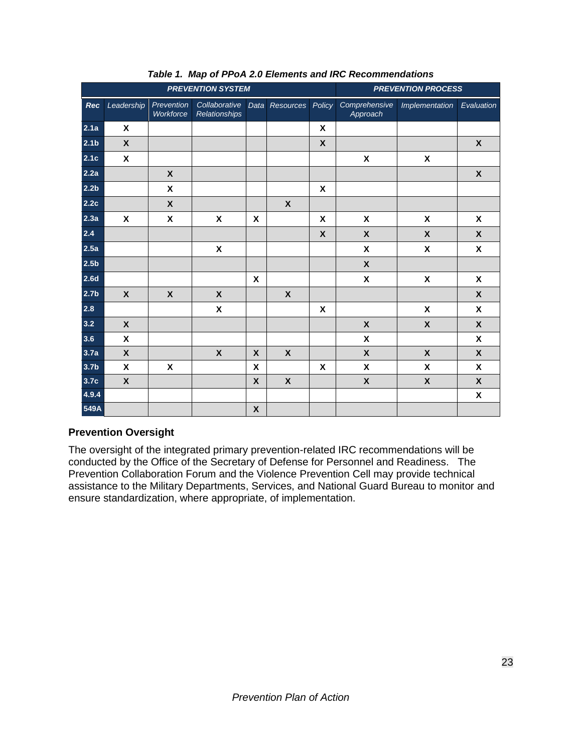*Table 1. Map of PPoA 2.0 Elements and IRC Recommendations*

| | PREVENTION SYSTEM | | | | | | PREVENTION PROCESS | | |
|---|---|---|---|---|---|---|---|---|---|
| Rec | Leadership | Prevention Workforce | Collaborative Relationships | Data | Resources | Policy | Comprehensive Approach | Implementation | Evaluation |
| 2.1a | X | | | | | X | | | |
| 2.1b | X | | | | | X | | | X |
| 2.1c | X | | | | | | X | X | |
| 2.2a | | X | | | | | | | X |
| 2.2b | | X | | | | X | | | |
| 2.2c | | X | | | X | | | | |
| 2.3a | X | X | X | X | | X | X | X | X |
| 2.4 | | | | | | X | X | X | X |
| 2.5a | | | X | | | | X | X | X |
| 2.5b | | | | | | | X | | |
| 2.6d | | | | X | | | X | X | X |
| 2.7b | X | X | X | | X | | | | X |
| 2.8 | | | X | | | X | | X | X |
| 3.2 | X | | | | | | X | X | X |
| 3.6 | X | | | | | | X | | X |
| 3.7a | X | | X | X | X | | X | X | X |
| 3.7b | X | X | | X | | X | X | X | X |
| 3.7c | X | | | X | X | | X | X | X |
| 4.9.4 | | | | | | | | | X |
| 549A | | | | X | | | | | |

**Prevention Oversight**

The oversight of the integrated primary prevention-related IRC recommendations will be conducted by the Office of the Secretary of Defense for Personnel and Readiness. The Prevention Collaboration Forum and the Violence Prevention Cell may provide technical assistance to the Military Departments, Services, and National Guard Bureau to monitor and ensure standardization, where appropriate, of implementation.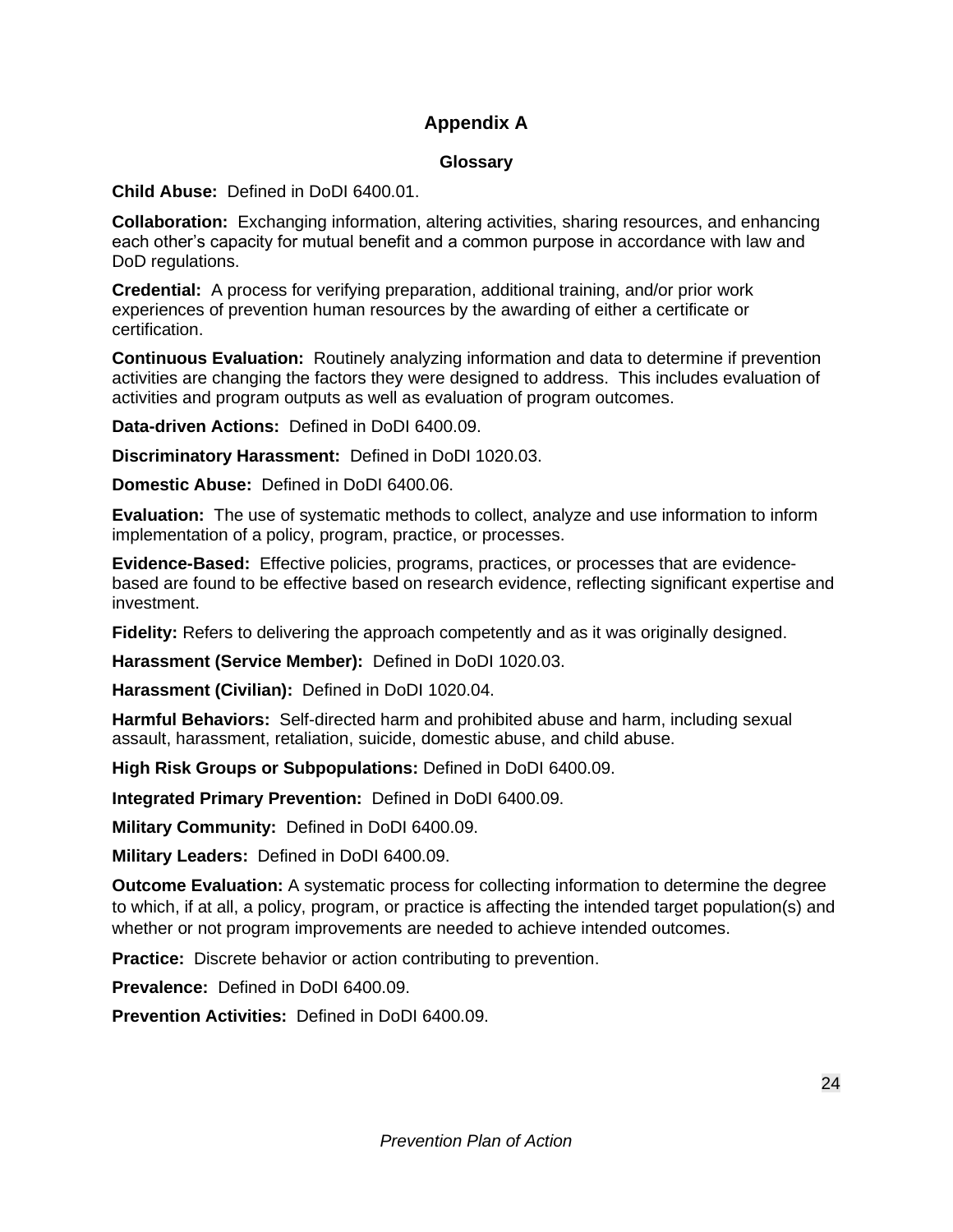# Appendix A

## Glossary

**Child Abuse:** Defined in DoDI 6400.01.

**Collaboration:** Exchanging information, altering activities, sharing resources, and enhancing each other's capacity for mutual benefit and a common purpose in accordance with law and DoD regulations.

**Credential:** A process for verifying preparation, additional training, and/or prior work experiences of prevention human resources by the awarding of either a certificate or certification.

**Continuous Evaluation:** Routinely analyzing information and data to determine if prevention activities are changing the factors they were designed to address. This includes evaluation of activities and program outputs as well as evaluation of program outcomes.

**Data-driven Actions:** Defined in DoDI 6400.09.

**Discriminatory Harassment:** Defined in DoDI 1020.03.

**Domestic Abuse:** Defined in DoDI 6400.06.

**Evaluation:** The use of systematic methods to collect, analyze and use information to inform implementation of a policy, program, practice, or processes.

**Evidence-Based:** Effective policies, programs, practices, or processes that are evidence-based are found to be effective based on research evidence, reflecting significant expertise and investment.

**Fidelity:** Refers to delivering the approach competently and as it was originally designed.

**Harassment (Service Member):** Defined in DoDI 1020.03.

**Harassment (Civilian):** Defined in DoDI 1020.04.

**Harmful Behaviors:** Self-directed harm and prohibited abuse and harm, including sexual assault, harassment, retaliation, suicide, domestic abuse, and child abuse.

**High Risk Groups or Subpopulations:** Defined in DoDI 6400.09.

**Integrated Primary Prevention:** Defined in DoDI 6400.09.

**Military Community:** Defined in DoDI 6400.09.

**Military Leaders:** Defined in DoDI 6400.09.

**Outcome Evaluation:** A systematic process for collecting information to determine the degree to which, if at all, a policy, program, or practice is affecting the intended target population(s) and whether or not program improvements are needed to achieve intended outcomes.

**Practice:** Discrete behavior or action contributing to prevention.

**Prevalence:** Defined in DoDI 6400.09.

**Prevention Activities:** Defined in DoDI 6400.09.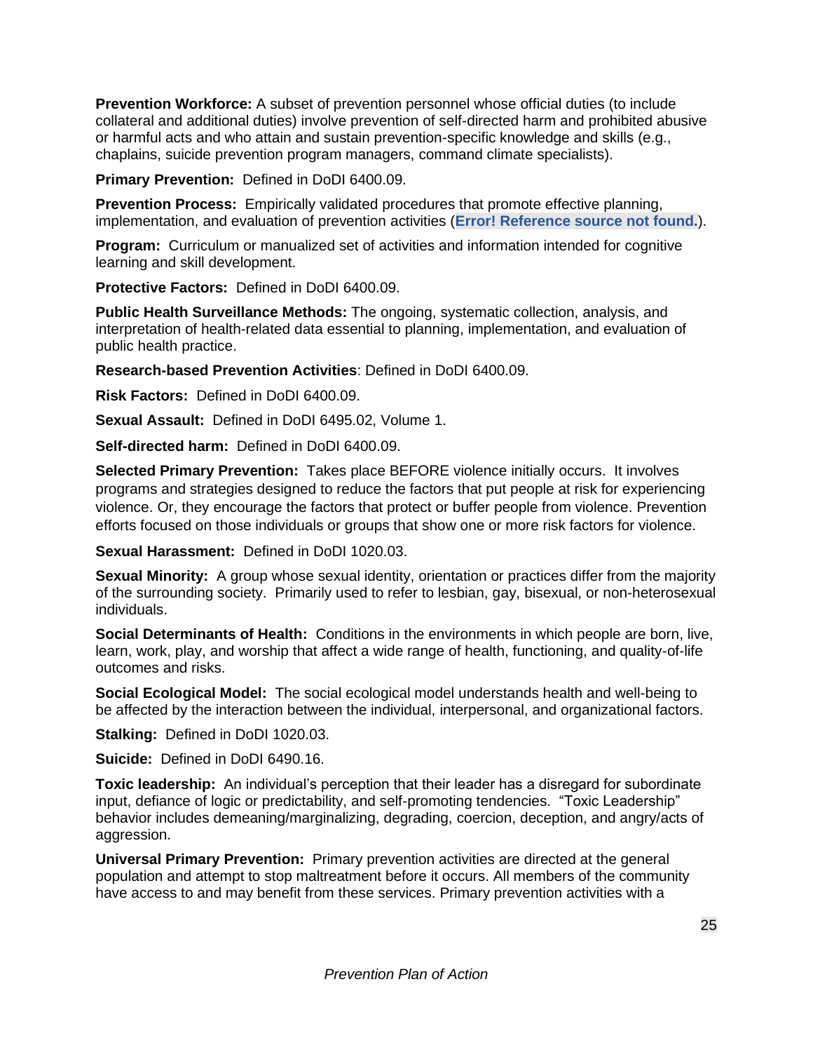**Prevention Workforce:** A subset of prevention personnel whose official duties (to include collateral and additional duties) involve prevention of self-directed harm and prohibited abusive or harmful acts and who attain and sustain prevention-specific knowledge and skills (e.g., chaplains, suicide prevention program managers, command climate specialists).

**Primary Prevention:** Defined in DoDI 6400.09.

**Prevention Process:** Empirically validated procedures that promote effective planning, implementation, and evaluation of prevention activities (**Error! Reference source not found.**).

**Program:** Curriculum or manualized set of activities and information intended for cognitive learning and skill development.

**Protective Factors:** Defined in DoDI 6400.09.

**Public Health Surveillance Methods:** The ongoing, systematic collection, analysis, and interpretation of health-related data essential to planning, implementation, and evaluation of public health practice.

**Research-based Prevention Activities**: Defined in DoDI 6400.09.

**Risk Factors:** Defined in DoDI 6400.09.

**Sexual Assault:** Defined in DoDI 6495.02, Volume 1.

**Self-directed harm:** Defined in DoDI 6400.09.

**Selected Primary Prevention:** Takes place BEFORE violence initially occurs. It involves programs and strategies designed to reduce the factors that put people at risk for experiencing violence. Or, they encourage the factors that protect or buffer people from violence. Prevention efforts focused on those individuals or groups that show one or more risk factors for violence.

**Sexual Harassment:** Defined in DoDI 1020.03.

**Sexual Minority:** A group whose sexual identity, orientation or practices differ from the majority of the surrounding society. Primarily used to refer to lesbian, gay, bisexual, or non-heterosexual individuals.

**Social Determinants of Health:** Conditions in the environments in which people are born, live, learn, work, play, and worship that affect a wide range of health, functioning, and quality-of-life outcomes and risks.

**Social Ecological Model:** The social ecological model understands health and well-being to be affected by the interaction between the individual, interpersonal, and organizational factors.

**Stalking:** Defined in DoDI 1020.03.

**Suicide:** Defined in DoDI 6490.16.

**Toxic leadership:** An individual's perception that their leader has a disregard for subordinate input, defiance of logic or predictability, and self-promoting tendencies. "Toxic Leadership" behavior includes demeaning/marginalizing, degrading, coercion, deception, and angry/acts of aggression.

**Universal Primary Prevention:** Primary prevention activities are directed at the general population and attempt to stop maltreatment before it occurs. All members of the community have access to and may benefit from these services. Primary prevention activities with a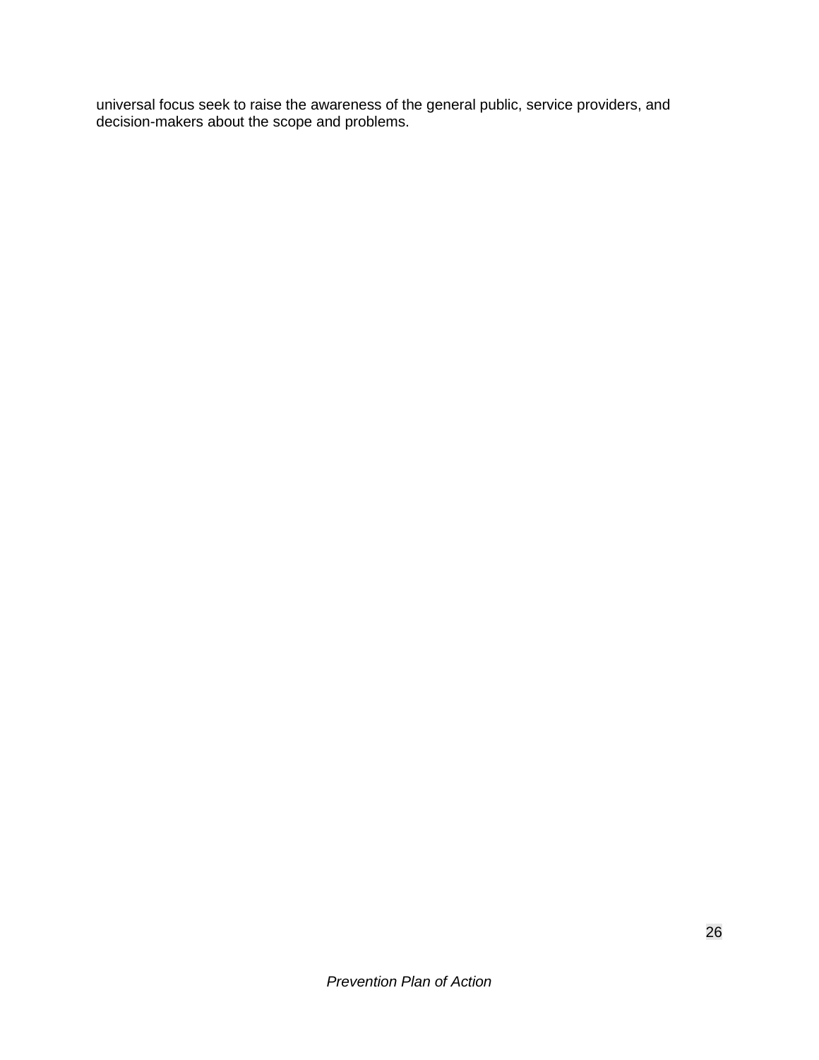universal focus seek to raise the awareness of the general public, service providers, and decision-makers about the scope and problems.